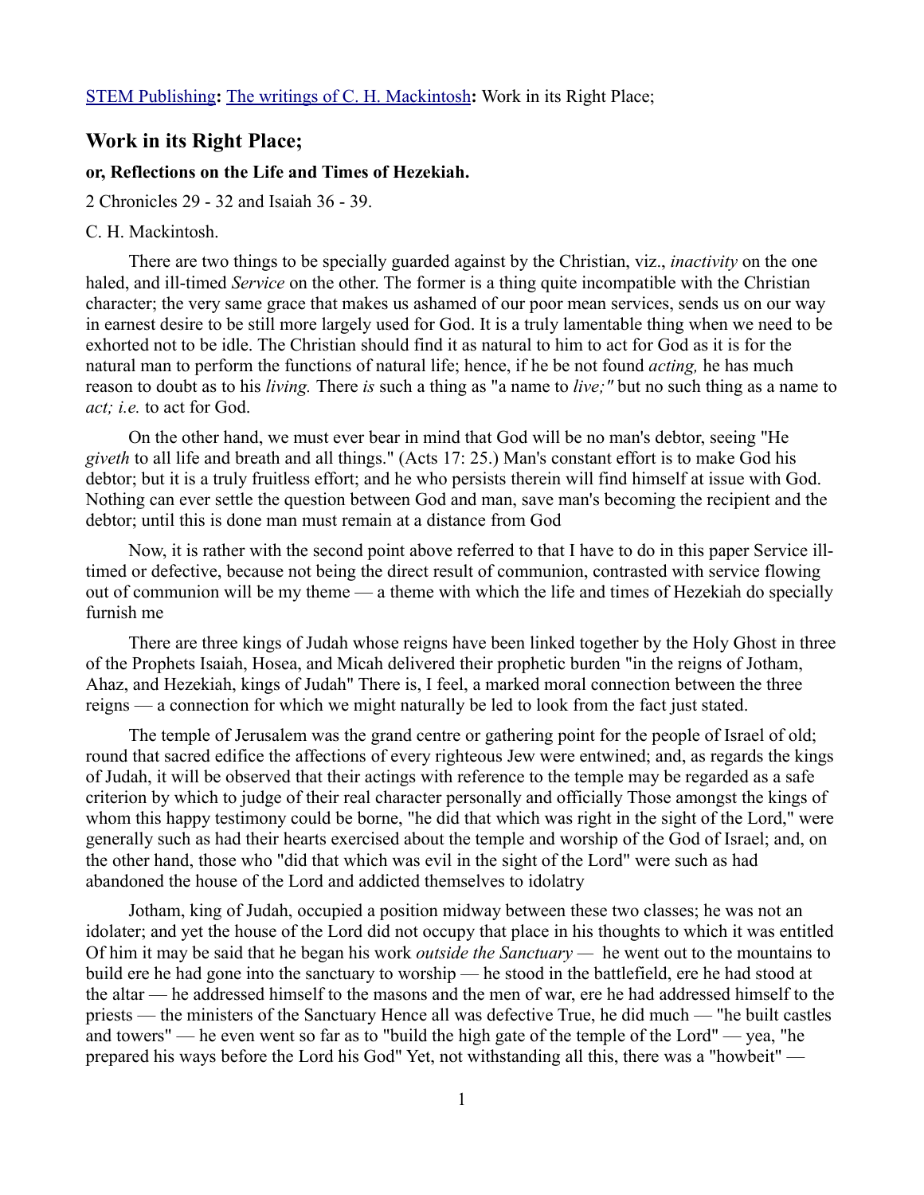STEM Publishing**:** The writings of C. H. Mackintosh**:** Work in its Right Place;

## Work in its Right Place;

### or, Reflections on the Life and Times of Hezekiah.

2 Chronicles 29 - 32 and Isaiah 36 - 39.

C. H. Mackintosh.

There are two things to be specially guarded against by the Christian, viz., *inactivity* on the one haled, and ill-timed *Service* on the other. The former is a thing quite incompatible with the Christian character; the very same grace that makes us ashamed of our poor mean services, sends us on our way in earnest desire to be still more largely used for God. It is a truly lamentable thing when we need to be exhorted not to be idle. The Christian should find it as natural to him to act for God as it is for the natural man to perform the functions of natural life; hence, if he be not found *acting,* he has much reason to doubt as to his *living.* There *is* such a thing as "a name to *live;"* but no such thing as a name to *act; i.e.* to act for God.

On the other hand, we must ever bear in mind that God will be no man's debtor, seeing "He *giveth* to all life and breath and all things." (Acts 17: 25.) Man's constant effort is to make God his debtor; but it is a truly fruitless effort; and he who persists therein will find himself at issue with God. Nothing can ever settle the question between God and man, save man's becoming the recipient and the debtor; until this is done man must remain at a distance from God

Now, it is rather with the second point above referred to that I have to do in this paper Service ill-timed or defective, because not being the direct result of communion, contrasted with service flowing out of communion will be my theme — a theme with which the life and times of Hezekiah do specially furnish me

There are three kings of Judah whose reigns have been linked together by the Holy Ghost in three of the Prophets Isaiah, Hosea, and Micah delivered their prophetic burden "in the reigns of Jotham, Ahaz, and Hezekiah, kings of Judah" There is, I feel, a marked moral connection between the three reigns — a connection for which we might naturally be led to look from the fact just stated.

The temple of Jerusalem was the grand centre or gathering point for the people of Israel of old; round that sacred edifice the affections of every righteous Jew were entwined; and, as regards the kings of Judah, it will be observed that their actings with reference to the temple may be regarded as a safe criterion by which to judge of their real character personally and officially Those amongst the kings of whom this happy testimony could be borne, "he did that which was right in the sight of the Lord," were generally such as had their hearts exercised about the temple and worship of the God of Israel; and, on the other hand, those who "did that which was evil in the sight of the Lord" were such as had abandoned the house of the Lord and addicted themselves to idolatry

Jotham, king of Judah, occupied a position midway between these two classes; he was not an idolater; and yet the house of the Lord did not occupy that place in his thoughts to which it was entitled Of him it may be said that he began his work *outside the Sanctuary* — he went out to the mountains to build ere he had gone into the sanctuary to worship — he stood in the battlefield, ere he had stood at the altar — he addressed himself to the masons and the men of war, ere he had addressed himself to the priests — the ministers of the Sanctuary Hence all was defective True, he did much — "he built castles and towers" — he even went so far as to "build the high gate of the temple of the Lord" — yea, "he prepared his ways before the Lord his God" Yet, not withstanding all this, there was a "howbeit" —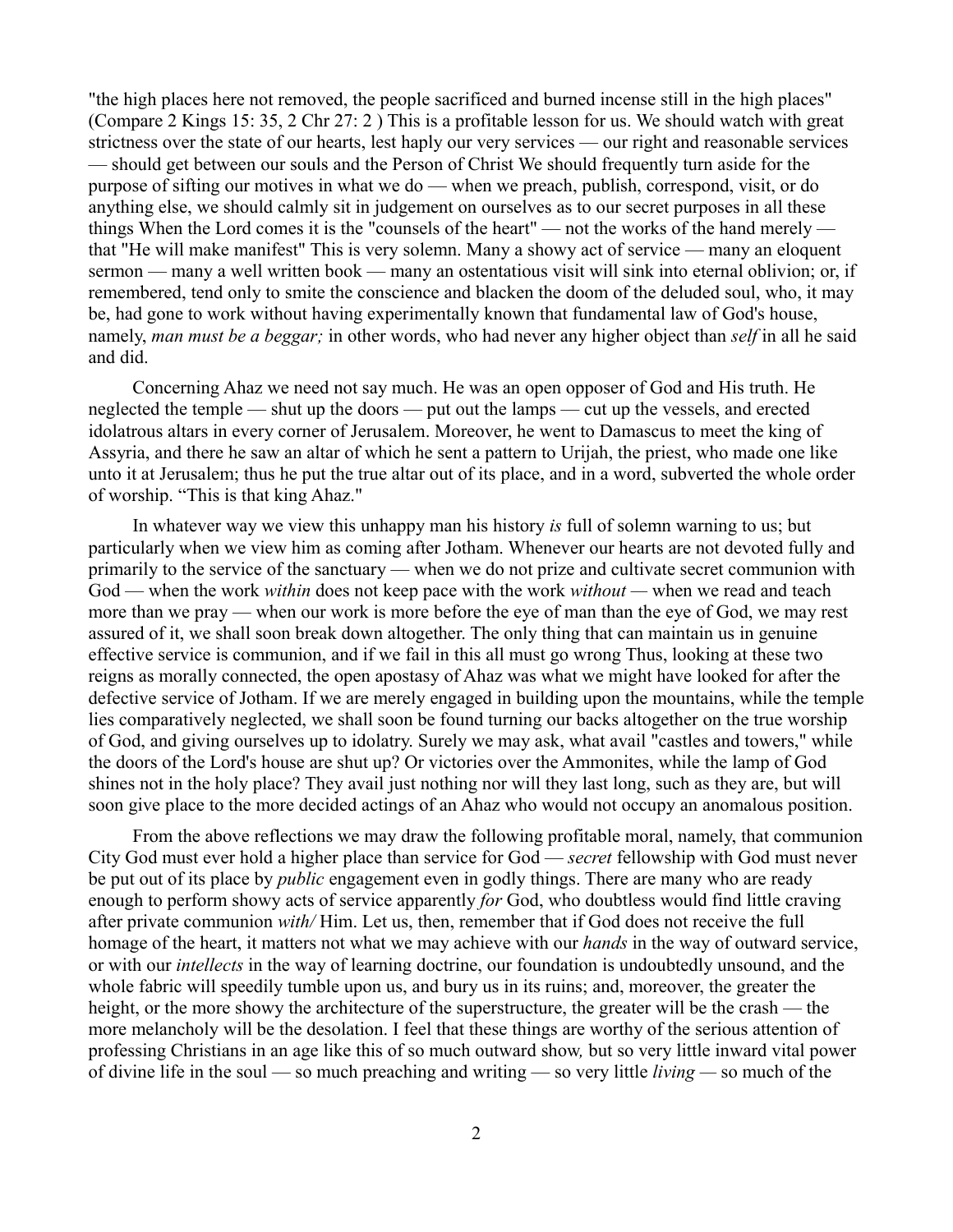"the high places here not removed, the people sacrificed and burned incense still in the high places" (Compare 2 Kings 15: 35, 2 Chr 27: 2 ) This is a profitable lesson for us. We should watch with great strictness over the state of our hearts, lest haply our very services — our right and reasonable services — should get between our souls and the Person of Christ We should frequently turn aside for the purpose of sifting our motives in what we do — when we preach, publish, correspond, visit, or do anything else, we should calmly sit in judgement on ourselves as to our secret purposes in all these things When the Lord comes it is the "counsels of the heart" — not the works of the hand merely — that "He will make manifest" This is very solemn. Many a showy act of service — many an eloquent sermon — many a well written book — many an ostentatious visit will sink into eternal oblivion; or, if remembered, tend only to smite the conscience and blacken the doom of the deluded soul, who, it may be, had gone to work without having experimentally known that fundamental law of God's house, namely, *man must be a beggar;* in other words, who had never any higher object than *self* in all he said and did.

Concerning Ahaz we need not say much. He was an open opposer of God and His truth. He neglected the temple — shut up the doors — put out the lamps — cut up the vessels, and erected idolatrous altars in every corner of Jerusalem. Moreover, he went to Damascus to meet the king of Assyria, and there he saw an altar of which he sent a pattern to Urijah, the priest, who made one like unto it at Jerusalem; thus he put the true altar out of its place, and in a word, subverted the whole order of worship. "This is that king Ahaz."

In whatever way we view this unhappy man his history *is* full of solemn warning to us; but particularly when we view him as coming after Jotham. Whenever our hearts are not devoted fully and primarily to the service of the sanctuary — when we do not prize and cultivate secret communion with God — when the work *within* does not keep pace with the work *without* — when we read and teach more than we pray — when our work is more before the eye of man than the eye of God, we may rest assured of it, we shall soon break down altogether. The only thing that can maintain us in genuine effective service is communion, and if we fail in this all must go wrong Thus, looking at these two reigns as morally connected, the open apostasy of Ahaz was what we might have looked for after the defective service of Jotham. If we are merely engaged in building upon the mountains, while the temple lies comparatively neglected, we shall soon be found turning our backs altogether on the true worship of God, and giving ourselves up to idolatry. Surely we may ask, what avail "castles and towers," while the doors of the Lord's house are shut up? Or victories over the Ammonites, while the lamp of God shines not in the holy place? They avail just nothing nor will they last long, such as they are, but will soon give place to the more decided actings of an Ahaz who would not occupy an anomalous position.

From the above reflections we may draw the following profitable moral, namely, that communion City God must ever hold a higher place than service for God — *secret* fellowship with God must never be put out of its place by *public* engagement even in godly things. There are many who are ready enough to perform showy acts of service apparently *for* God, who doubtless would find little craving after private communion *with/* Him. Let us, then, remember that if God does not receive the full homage of the heart, it matters not what we may achieve with our *hands* in the way of outward service, or with our *intellects* in the way of learning doctrine, our foundation is undoubtedly unsound, and the whole fabric will speedily tumble upon us, and bury us in its ruins; and, moreover, the greater the height, or the more showy the architecture of the superstructure, the greater will be the crash — the more melancholy will be the desolation. I feel that these things are worthy of the serious attention of professing Christians in an age like this of so much outward show, but so very little inward vital power of divine life in the soul — so much preaching and writing — so very little *living* — so much of the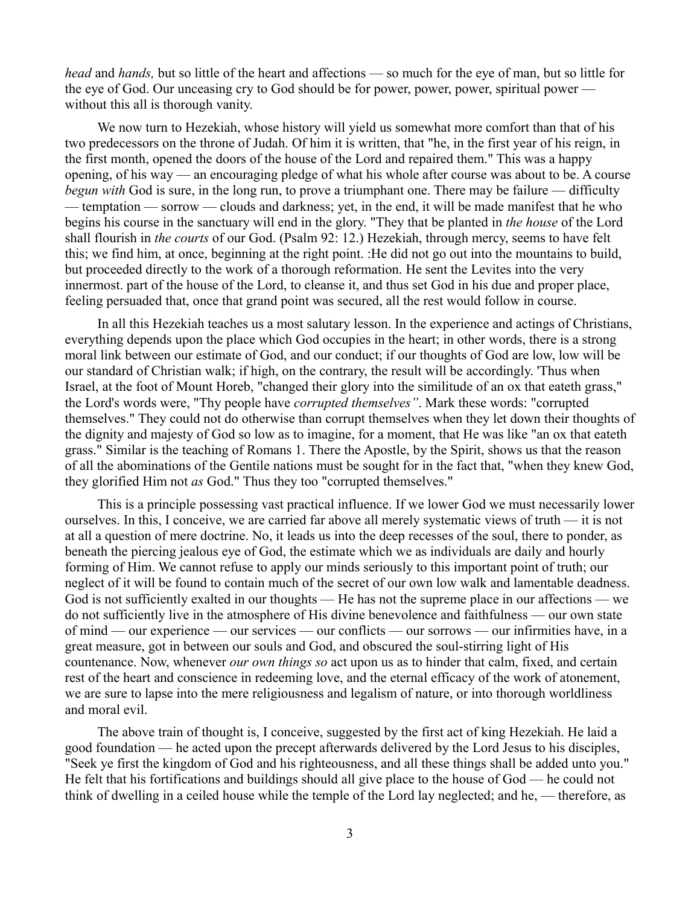*head* and *hands,* but so little of the heart and affections — so much for the eye of man, but so little for the eye of God. Our unceasing cry to God should be for power, power, power, spiritual power — without this all is thorough vanity.

We now turn to Hezekiah, whose history will yield us somewhat more comfort than that of his two predecessors on the throne of Judah. Of him it is written, that "he, in the first year of his reign, in the first month, opened the doors of the house of the Lord and repaired them." This was a happy opening, of his way — an encouraging pledge of what his whole after course was about to be. A course *begun with* God is sure, in the long run, to prove a triumphant one. There may be failure — difficulty — temptation — sorrow — clouds and darkness; yet, in the end, it will be made manifest that he who begins his course in the sanctuary will end in the glory. "They that be planted in *the house* of the Lord shall flourish in *the courts* of our God. (Psalm 92: 12.) Hezekiah, through mercy, seems to have felt this; we find him, at once, beginning at the right point. :He did not go out into the mountains to build, but proceeded directly to the work of a thorough reformation. He sent the Levites into the very innermost. part of the house of the Lord, to cleanse it, and thus set God in his due and proper place, feeling persuaded that, once that grand point was secured, all the rest would follow in course.

In all this Hezekiah teaches us a most salutary lesson. In the experience and actings of Christians, everything depends upon the place which God occupies in the heart; in other words, there is a strong moral link between our estimate of God, and our conduct; if our thoughts of God are low, low will be our standard of Christian walk; if high, on the contrary, the result will be accordingly. 'Thus when Israel, at the foot of Mount Horeb, "changed their glory into the similitude of an ox that eateth grass," the Lord's words were, "Thy people have *corrupted themselves"*. Mark these words: "corrupted themselves." They could not do otherwise than corrupt themselves when they let down their thoughts of the dignity and majesty of God so low as to imagine, for a moment, that He was like "an ox that eateth grass." Similar is the teaching of Romans 1. There the Apostle, by the Spirit, shows us that the reason of all the abominations of the Gentile nations must be sought for in the fact that, "when they knew God, they glorified Him not *as* God." Thus they too "corrupted themselves."

This is a principle possessing vast practical influence. If we lower God we must necessarily lower ourselves. In this, I conceive, we are carried far above all merely systematic views of truth — it is not at all a question of mere doctrine. No, it leads us into the deep recesses of the soul, there to ponder, as beneath the piercing jealous eye of God, the estimate which we as individuals are daily and hourly forming of Him. We cannot refuse to apply our minds seriously to this important point of truth; our neglect of it will be found to contain much of the secret of our own low walk and lamentable deadness. God is not sufficiently exalted in our thoughts — He has not the supreme place in our affections — we do not sufficiently live in the atmosphere of His divine benevolence and faithfulness — our own state of mind — our experience — our services — our conflicts — our sorrows — our infirmities have, in a great measure, got in between our souls and God, and obscured the soul-stirring light of His countenance. Now, whenever *our own things so* act upon us as to hinder that calm, fixed, and certain rest of the heart and conscience in redeeming love, and the eternal efficacy of the work of atonement, we are sure to lapse into the mere religiousness and legalism of nature, or into thorough worldliness and moral evil.

The above train of thought is, I conceive, suggested by the first act of king Hezekiah. He laid a good foundation — he acted upon the precept afterwards delivered by the Lord Jesus to his disciples, "Seek ye first the kingdom of God and his righteousness, and all these things shall be added unto you." He felt that his fortifications and buildings should all give place to the house of God — he could not think of dwelling in a ceiled house while the temple of the Lord lay neglected; and he, — therefore, as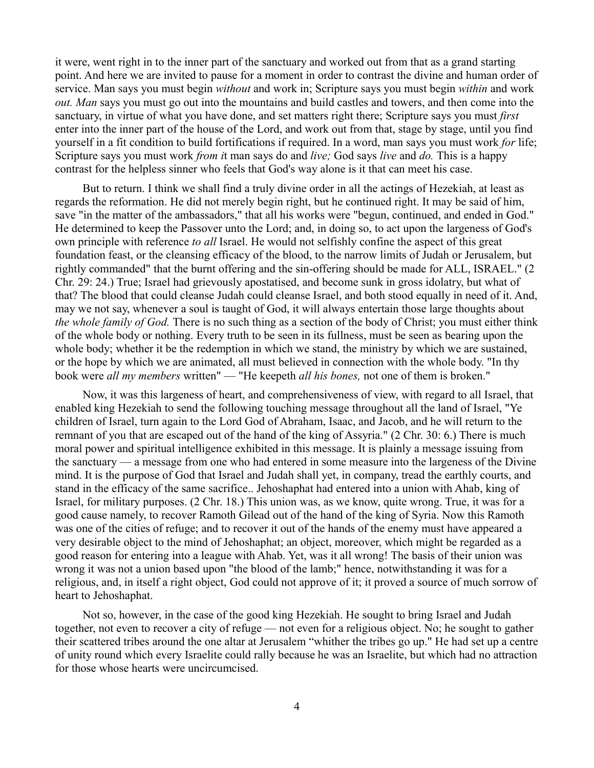it were, went right in to the inner part of the sanctuary and worked out from that as a grand starting point. And here we are invited to pause for a moment in order to contrast the divine and human order of service. Man says you must begin *without* and work in; Scripture says you must begin *within* and work *out. Man* says you must go out into the mountains and build castles and towers, and then come into the sanctuary, in virtue of what you have done, and set matters right there; Scripture says you must *first* enter into the inner part of the house of the Lord, and work out from that, stage by stage, until you find yourself in a fit condition to build fortifications if required. In a word, man says you must work *for* life; Scripture says you must work *from i*t man says do and *live;* God says *live* and *do.* This is a happy contrast for the helpless sinner who feels that God's way alone is it that can meet his case.

But to return. I think we shall find a truly divine order in all the actings of Hezekiah, at least as regards the reformation. He did not merely begin right, but he continued right. It may be said of him, save "in the matter of the ambassadors," that all his works were "begun, continued, and ended in God." He determined to keep the Passover unto the Lord; and, in doing so, to act upon the largeness of God's own principle with reference *to all* Israel. He would not selfishly confine the aspect of this great foundation feast, or the cleansing efficacy of the blood, to the narrow limits of Judah or Jerusalem, but rightly commanded" that the burnt offering and the sin-offering should be made for ALL, ISRAEL." (2 Chr. 29: 24.) True; Israel had grievously apostatised, and become sunk in gross idolatry, but what of that? The blood that could cleanse Judah could cleanse Israel, and both stood equally in need of it. And, may we not say, whenever a soul is taught of God, it will always entertain those large thoughts about *the whole family of God.* There is no such thing as a section of the body of Christ; you must either think of the whole body or nothing. Every truth to be seen in its fullness, must be seen as bearing upon the whole body; whether it be the redemption in which we stand, the ministry by which we are sustained, or the hope by which we are animated, all must believed in connection with the whole body. "In thy book were *all my members* written" — "He keepeth *all his bones,* not one of them is broken."

Now, it was this largeness of heart, and comprehensiveness of view, with regard to all Israel, that enabled king Hezekiah to send the following touching message throughout all the land of Israel, "Ye children of Israel, turn again to the Lord God of Abraham, Isaac, and Jacob, and he will return to the remnant of you that are escaped out of the hand of the king of Assyria." (2 Chr. 30: 6.) There is much moral power and spiritual intelligence exhibited in this message. It is plainly a message issuing from the sanctuary — a message from one who had entered in some measure into the largeness of the Divine mind. It is the purpose of God that Israel and Judah shall yet, in company, tread the earthly courts, and stand in the efficacy of the same sacrifice.. Jehoshaphat had entered into a union with Ahab, king of Israel, for military purposes. (2 Chr. 18.) This union was, as we know, quite wrong. True, it was for a good cause namely, to recover Ramoth Gilead out of the hand of the king of Syria. Now this Ramoth was one of the cities of refuge; and to recover it out of the hands of the enemy must have appeared a very desirable object to the mind of Jehoshaphat; an object, moreover, which might be regarded as a good reason for entering into a league with Ahab. Yet, was it all wrong! The basis of their union was wrong it was not a union based upon "the blood of the lamb;" hence, notwithstanding it was for a religious, and, in itself a right object, God could not approve of it; it proved a source of much sorrow of heart to Jehoshaphat.

Not so, however, in the case of the good king Hezekiah. He sought to bring Israel and Judah together, not even to recover a city of refuge — not even for a religious object. No; he sought to gather their scattered tribes around the one altar at Jerusalem "whither the tribes go up." He had set up a centre of unity round which every Israelite could rally because he was an Israelite, but which had no attraction for those whose hearts were uncircumcised.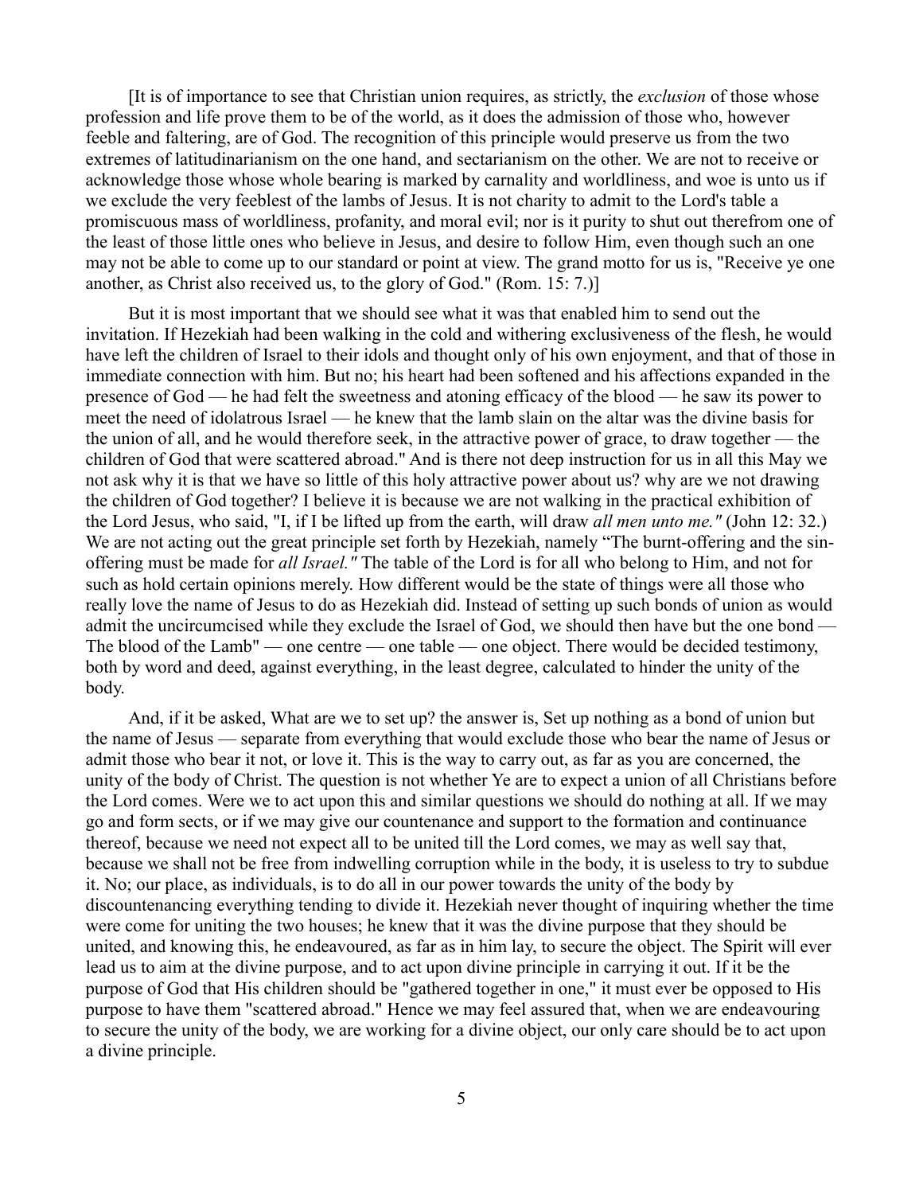[It is of importance to see that Christian union requires, as strictly, the *exclusion* of those whose profession and life prove them to be of the world, as it does the admission of those who, however feeble and faltering, are of God. The recognition of this principle would preserve us from the two extremes of latitudinarianism on the one hand, and sectarianism on the other. We are not to receive or acknowledge those whose whole bearing is marked by carnality and worldliness, and woe is unto us if we exclude the very feeblest of the lambs of Jesus. It is not charity to admit to the Lord's table a promiscuous mass of worldliness, profanity, and moral evil; nor is it purity to shut out therefrom one of the least of those little ones who believe in Jesus, and desire to follow Him, even though such an one may not be able to come up to our standard or point at view. The grand motto for us is, "Receive ye one another, as Christ also received us, to the glory of God." (Rom. 15: 7.)]

But it is most important that we should see what it was that enabled him to send out the invitation. If Hezekiah had been walking in the cold and withering exclusiveness of the flesh, he would have left the children of Israel to their idols and thought only of his own enjoyment, and that of those in immediate connection with him. But no; his heart had been softened and his affections expanded in the presence of God — he had felt the sweetness and atoning efficacy of the blood — he saw its power to meet the need of idolatrous Israel — he knew that the lamb slain on the altar was the divine basis for the union of all, and he would therefore seek, in the attractive power of grace, to draw together — the children of God that were scattered abroad." And is there not deep instruction for us in all this May we not ask why it is that we have so little of this holy attractive power about us? why are we not drawing the children of God together? I believe it is because we are not walking in the practical exhibition of the Lord Jesus, who said, "I, if I be lifted up from the earth, will draw *all men unto me."* (John 12: 32.) We are not acting out the great principle set forth by Hezekiah, namely "The burnt-offering and the sin-offering must be made for *all Israel."* The table of the Lord is for all who belong to Him, and not for such as hold certain opinions merely. How different would be the state of things were all those who really love the name of Jesus to do as Hezekiah did. Instead of setting up such bonds of union as would admit the uncircumcised while they exclude the Israel of God, we should then have but the one bond — The blood of the Lamb" — one centre — one table — one object. There would be decided testimony, both by word and deed, against everything, in the least degree, calculated to hinder the unity of the body.

And, if it be asked, What are we to set up? the answer is, Set up nothing as a bond of union but the name of Jesus — separate from everything that would exclude those who bear the name of Jesus or admit those who bear it not, or love it. This is the way to carry out, as far as you are concerned, the unity of the body of Christ. The question is not whether Ye are to expect a union of all Christians before the Lord comes. Were we to act upon this and similar questions we should do nothing at all. If we may go and form sects, or if we may give our countenance and support to the formation and continuance thereof, because we need not expect all to be united till the Lord comes, we may as well say that, because we shall not be free from indwelling corruption while in the body, it is useless to try to subdue it. No; our place, as individuals, is to do all in our power towards the unity of the body by discountenancing everything tending to divide it. Hezekiah never thought of inquiring whether the time were come for uniting the two houses; he knew that it was the divine purpose that they should be united, and knowing this, he endeavoured, as far as in him lay, to secure the object. The Spirit will ever lead us to aim at the divine purpose, and to act upon divine principle in carrying it out. If it be the purpose of God that His children should be "gathered together in one," it must ever be opposed to His purpose to have them "scattered abroad." Hence we may feel assured that, when we are endeavouring to secure the unity of the body, we are working for a divine object, our only care should be to act upon a divine principle.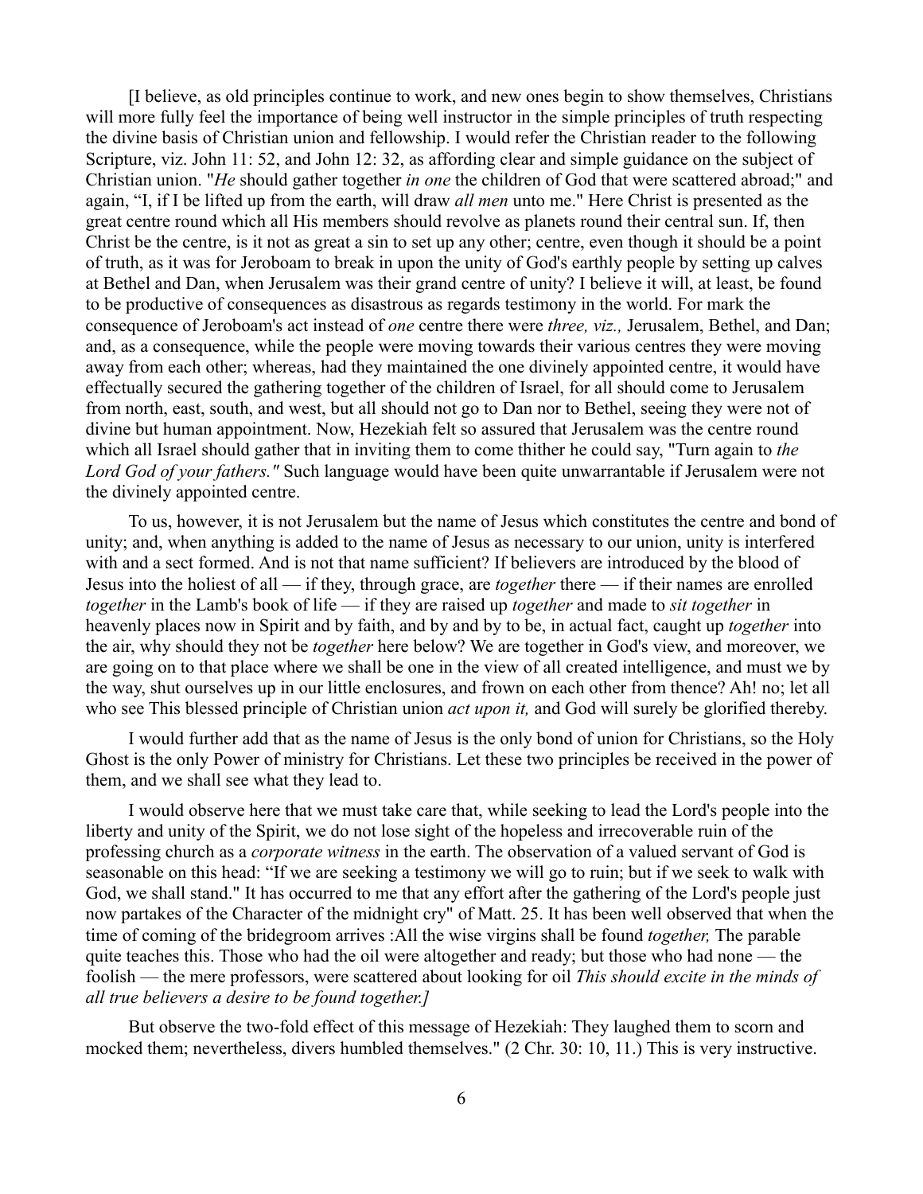[I believe, as old principles continue to work, and new ones begin to show themselves, Christians will more fully feel the importance of being well instructor in the simple principles of truth respecting the divine basis of Christian union and fellowship. I would refer the Christian reader to the following Scripture, viz. John 11: 52, and John 12: 32, as affording clear and simple guidance on the subject of Christian union. "*He* should gather together *in one* the children of God that were scattered abroad;" and again, "I, if I be lifted up from the earth, will draw *all men* unto me." Here Christ is presented as the great centre round which all His members should revolve as planets round their central sun. If, then Christ be the centre, is it not as great a sin to set up any other; centre, even though it should be a point of truth, as it was for Jeroboam to break in upon the unity of God's earthly people by setting up calves at Bethel and Dan, when Jerusalem was their grand centre of unity? I believe it will, at least, be found to be productive of consequences as disastrous as regards testimony in the world. For mark the consequence of Jeroboam's act instead of *one* centre there were *three, viz.,* Jerusalem, Bethel, and Dan; and, as a consequence, while the people were moving towards their various centres they were moving away from each other; whereas, had they maintained the one divinely appointed centre, it would have effectually secured the gathering together of the children of Israel, for all should come to Jerusalem from north, east, south, and west, but all should not go to Dan nor to Bethel, seeing they were not of divine but human appointment. Now, Hezekiah felt so assured that Jerusalem was the centre round which all Israel should gather that in inviting them to come thither he could say, "Turn again to *the Lord God of your fathers."* Such language would have been quite unwarrantable if Jerusalem were not the divinely appointed centre.

To us, however, it is not Jerusalem but the name of Jesus which constitutes the centre and bond of unity; and, when anything is added to the name of Jesus as necessary to our union, unity is interfered with and a sect formed. And is not that name sufficient? If believers are introduced by the blood of Jesus into the holiest of all — if they, through grace, are *together* there — if their names are enrolled *together* in the Lamb's book of life — if they are raised up *together* and made to *sit together* in heavenly places now in Spirit and by faith, and by and by to be, in actual fact, caught up *together* into the air, why should they not be *together* here below? We are together in God's view, and moreover, we are going on to that place where we shall be one in the view of all created intelligence, and must we by the way, shut ourselves up in our little enclosures, and frown on each other from thence? Ah! no; let all who see This blessed principle of Christian union *act upon it,* and God will surely be glorified thereby.

I would further add that as the name of Jesus is the only bond of union for Christians, so the Holy Ghost is the only Power of ministry for Christians. Let these two principles be received in the power of them, and we shall see what they lead to.

I would observe here that we must take care that, while seeking to lead the Lord's people into the liberty and unity of the Spirit, we do not lose sight of the hopeless and irrecoverable ruin of the professing church as a *corporate witness* in the earth. The observation of a valued servant of God is seasonable on this head: "If we are seeking a testimony we will go to ruin; but if we seek to walk with God, we shall stand." It has occurred to me that any effort after the gathering of the Lord's people just now partakes of the Character of the midnight cry" of Matt. 25. It has been well observed that when the time of coming of the bridegroom arrives :All the wise virgins shall be found *together,* The parable quite teaches this. Those who had the oil were altogether and ready; but those who had none — the foolish — the mere professors, were scattered about looking for oil *This should excite in the minds of all true believers a desire to be found together.]*

But observe the two-fold effect of this message of Hezekiah: They laughed them to scorn and mocked them; nevertheless, divers humbled themselves." (2 Chr. 30: 10, 11.) This is very instructive.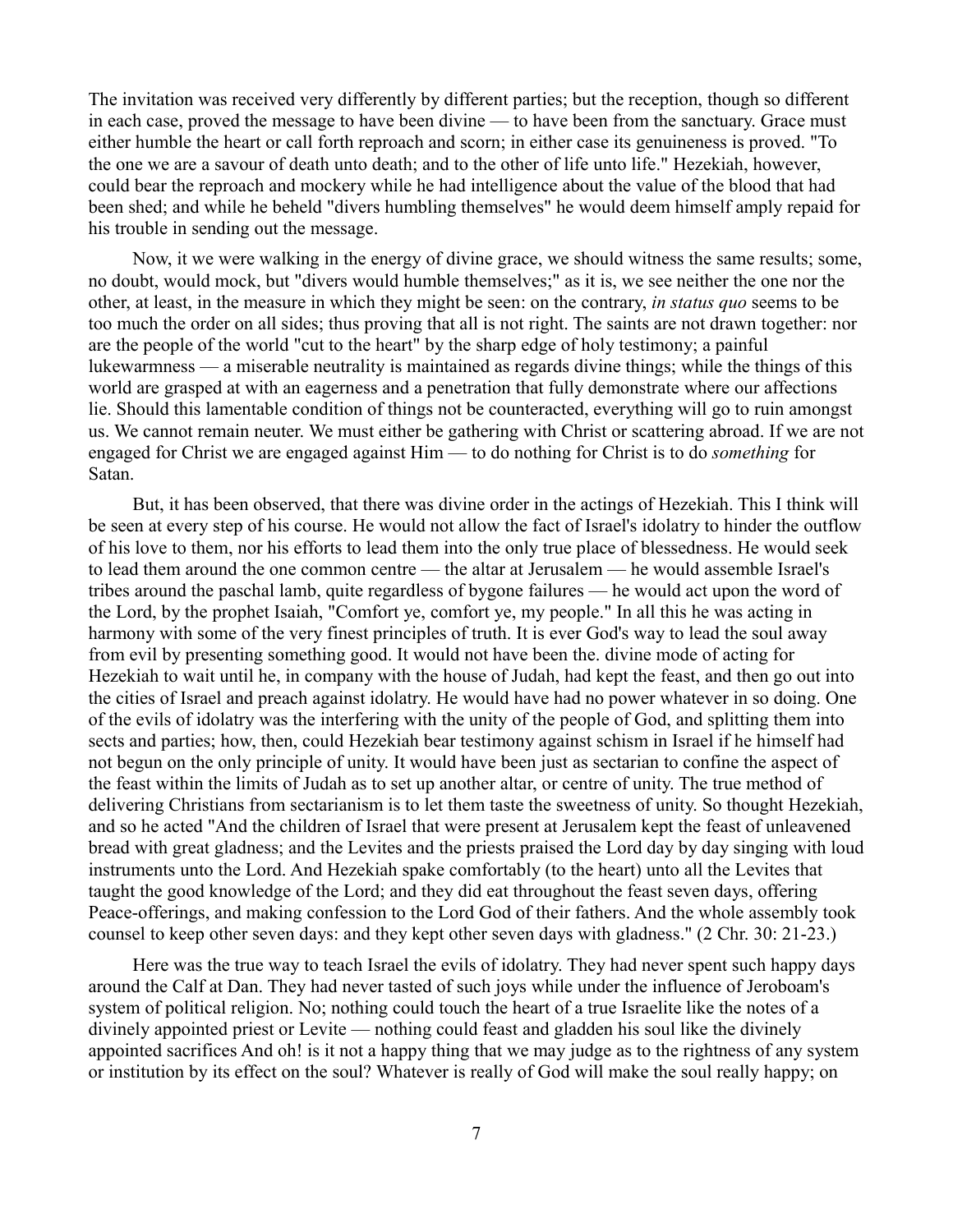The invitation was received very differently by different parties; but the reception, though so different in each case, proved the message to have been divine — to have been from the sanctuary. Grace must either humble the heart or call forth reproach and scorn; in either case its genuineness is proved. "To the one we are a savour of death unto death; and to the other of life unto life." Hezekiah, however, could bear the reproach and mockery while he had intelligence about the value of the blood that had been shed; and while he beheld "divers humbling themselves" he would deem himself amply repaid for his trouble in sending out the message.

Now, it we were walking in the energy of divine grace, we should witness the same results; some, no doubt, would mock, but "divers would humble themselves;" as it is, we see neither the one nor the other, at least, in the measure in which they might be seen: on the contrary, *in status quo* seems to be too much the order on all sides; thus proving that all is not right. The saints are not drawn together: nor are the people of the world "cut to the heart" by the sharp edge of holy testimony; a painful lukewarmness — a miserable neutrality is maintained as regards divine things; while the things of this world are grasped at with an eagerness and a penetration that fully demonstrate where our affections lie. Should this lamentable condition of things not be counteracted, everything will go to ruin amongst us. We cannot remain neuter. We must either be gathering with Christ or scattering abroad. If we are not engaged for Christ we are engaged against Him — to do nothing for Christ is to do *something* for Satan.

But, it has been observed, that there was divine order in the actings of Hezekiah. This I think will be seen at every step of his course. He would not allow the fact of Israel's idolatry to hinder the outflow of his love to them, nor his efforts to lead them into the only true place of blessedness. He would seek to lead them around the one common centre — the altar at Jerusalem — he would assemble Israel's tribes around the paschal lamb, quite regardless of bygone failures — he would act upon the word of the Lord, by the prophet Isaiah, "Comfort ye, comfort ye, my people." In all this he was acting in harmony with some of the very finest principles of truth. It is ever God's way to lead the soul away from evil by presenting something good. It would not have been the. divine mode of acting for Hezekiah to wait until he, in company with the house of Judah, had kept the feast, and then go out into the cities of Israel and preach against idolatry. He would have had no power whatever in so doing. One of the evils of idolatry was the interfering with the unity of the people of God, and splitting them into sects and parties; how, then, could Hezekiah bear testimony against schism in Israel if he himself had not begun on the only principle of unity. It would have been just as sectarian to confine the aspect of the feast within the limits of Judah as to set up another altar, or centre of unity. The true method of delivering Christians from sectarianism is to let them taste the sweetness of unity. So thought Hezekiah, and so he acted "And the children of Israel that were present at Jerusalem kept the feast of unleavened bread with great gladness; and the Levites and the priests praised the Lord day by day singing with loud instruments unto the Lord. And Hezekiah spake comfortably (to the heart) unto all the Levites that taught the good knowledge of the Lord; and they did eat throughout the feast seven days, offering Peace-offerings, and making confession to the Lord God of their fathers. And the whole assembly took counsel to keep other seven days: and they kept other seven days with gladness." (2 Chr. 30: 21-23.)

Here was the true way to teach Israel the evils of idolatry. They had never spent such happy days around the Calf at Dan. They had never tasted of such joys while under the influence of Jeroboam's system of political religion. No; nothing could touch the heart of a true Israelite like the notes of a divinely appointed priest or Levite — nothing could feast and gladden his soul like the divinely appointed sacrifices And oh! is it not a happy thing that we may judge as to the rightness of any system or institution by its effect on the soul? Whatever is really of God will make the soul really happy; on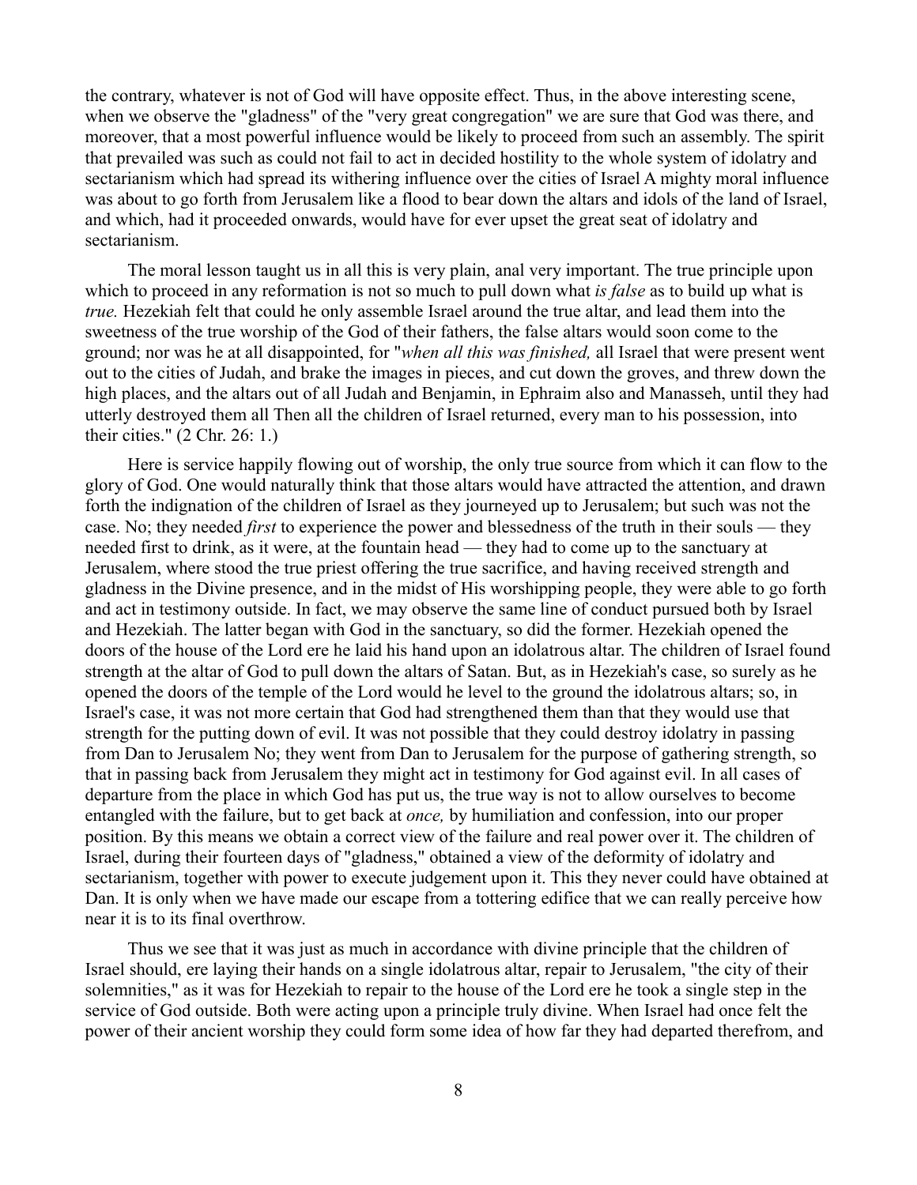the contrary, whatever is not of God will have opposite effect. Thus, in the above interesting scene, when we observe the "gladness" of the "very great congregation" we are sure that God was there, and moreover, that a most powerful influence would be likely to proceed from such an assembly. The spirit that prevailed was such as could not fail to act in decided hostility to the whole system of idolatry and sectarianism which had spread its withering influence over the cities of Israel A mighty moral influence was about to go forth from Jerusalem like a flood to bear down the altars and idols of the land of Israel, and which, had it proceeded onwards, would have for ever upset the great seat of idolatry and sectarianism.

The moral lesson taught us in all this is very plain, anal very important. The true principle upon which to proceed in any reformation is not so much to pull down what *is false* as to build up what is *true.* Hezekiah felt that could he only assemble Israel around the true altar, and lead them into the sweetness of the true worship of the God of their fathers, the false altars would soon come to the ground; nor was he at all disappointed, for "*when all this was finished,* all Israel that were present went out to the cities of Judah, and brake the images in pieces, and cut down the groves, and threw down the high places, and the altars out of all Judah and Benjamin, in Ephraim also and Manasseh, until they had utterly destroyed them all Then all the children of Israel returned, every man to his possession, into their cities." (2 Chr. 26: 1.)

Here is service happily flowing out of worship, the only true source from which it can flow to the glory of God. One would naturally think that those altars would have attracted the attention, and drawn forth the indignation of the children of Israel as they journeyed up to Jerusalem; but such was not the case. No; they needed *first* to experience the power and blessedness of the truth in their souls — they needed first to drink, as it were, at the fountain head — they had to come up to the sanctuary at Jerusalem, where stood the true priest offering the true sacrifice, and having received strength and gladness in the Divine presence, and in the midst of His worshipping people, they were able to go forth and act in testimony outside. In fact, we may observe the same line of conduct pursued both by Israel and Hezekiah. The latter began with God in the sanctuary, so did the former. Hezekiah opened the doors of the house of the Lord ere he laid his hand upon an idolatrous altar. The children of Israel found strength at the altar of God to pull down the altars of Satan. But, as in Hezekiah's case, so surely as he opened the doors of the temple of the Lord would he level to the ground the idolatrous altars; so, in Israel's case, it was not more certain that God had strengthened them than that they would use that strength for the putting down of evil. It was not possible that they could destroy idolatry in passing from Dan to Jerusalem No; they went from Dan to Jerusalem for the purpose of gathering strength, so that in passing back from Jerusalem they might act in testimony for God against evil. In all cases of departure from the place in which God has put us, the true way is not to allow ourselves to become entangled with the failure, but to get back at *once,* by humiliation and confession, into our proper position. By this means we obtain a correct view of the failure and real power over it. The children of Israel, during their fourteen days of "gladness," obtained a view of the deformity of idolatry and sectarianism, together with power to execute judgement upon it. This they never could have obtained at Dan. It is only when we have made our escape from a tottering edifice that we can really perceive how near it is to its final overthrow.

Thus we see that it was just as much in accordance with divine principle that the children of Israel should, ere laying their hands on a single idolatrous altar, repair to Jerusalem, "the city of their solemnities," as it was for Hezekiah to repair to the house of the Lord ere he took a single step in the service of God outside. Both were acting upon a principle truly divine. When Israel had once felt the power of their ancient worship they could form some idea of how far they had departed therefrom, and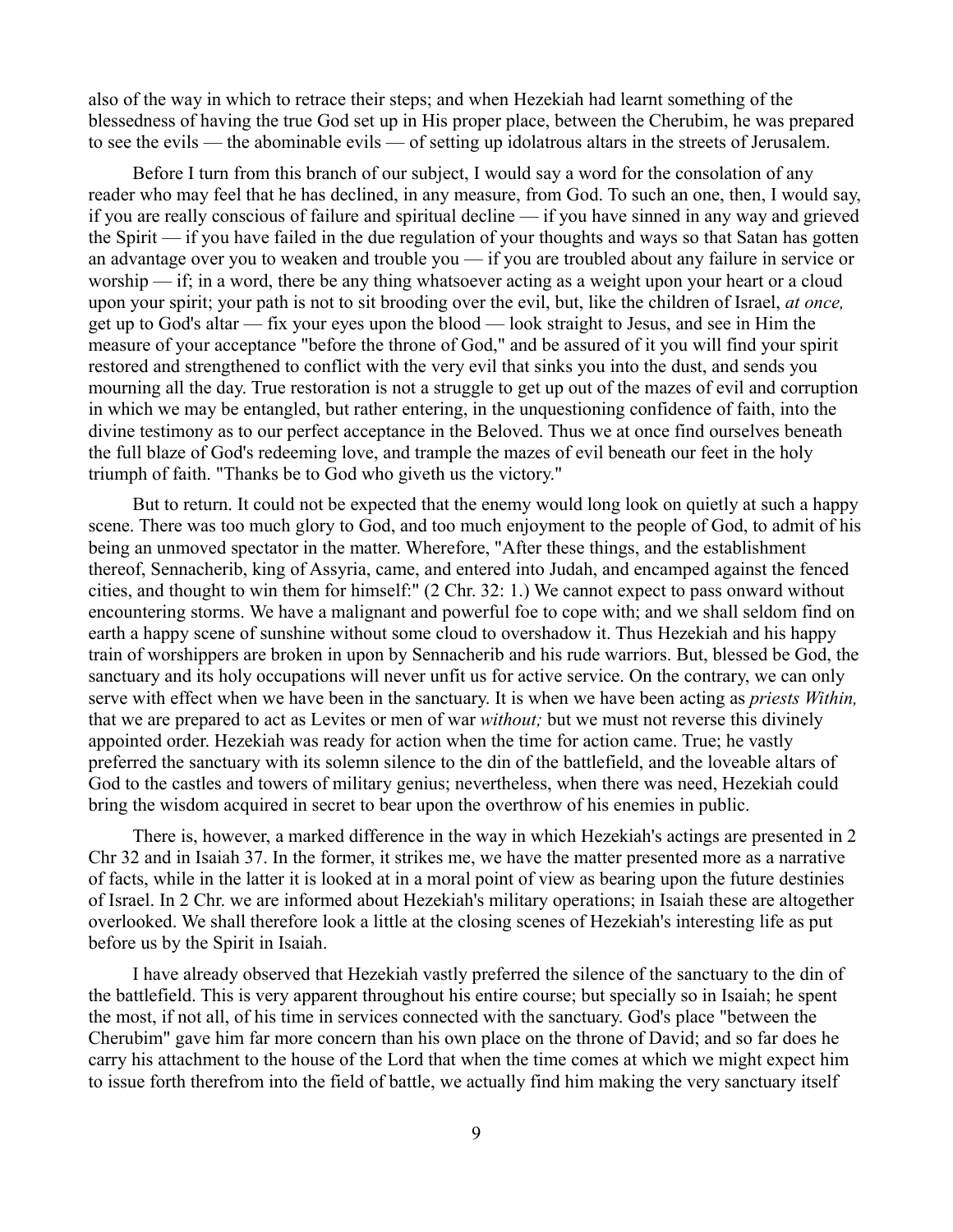also of the way in which to retrace their steps; and when Hezekiah had learnt something of the blessedness of having the true God set up in His proper place, between the Cherubim, he was prepared to see the evils — the abominable evils — of setting up idolatrous altars in the streets of Jerusalem.

Before I turn from this branch of our subject, I would say a word for the consolation of any reader who may feel that he has declined, in any measure, from God. To such an one, then, I would say, if you are really conscious of failure and spiritual decline — if you have sinned in any way and grieved the Spirit — if you have failed in the due regulation of your thoughts and ways so that Satan has gotten an advantage over you to weaken and trouble you — if you are troubled about any failure in service or worship — if; in a word, there be any thing whatsoever acting as a weight upon your heart or a cloud upon your spirit; your path is not to sit brooding over the evil, but, like the children of Israel, *at once,* get up to God's altar — fix your eyes upon the blood — look straight to Jesus, and see in Him the measure of your acceptance "before the throne of God," and be assured of it you will find your spirit restored and strengthened to conflict with the very evil that sinks you into the dust, and sends you mourning all the day. True restoration is not a struggle to get up out of the mazes of evil and corruption in which we may be entangled, but rather entering, in the unquestioning confidence of faith, into the divine testimony as to our perfect acceptance in the Beloved. Thus we at once find ourselves beneath the full blaze of God's redeeming love, and trample the mazes of evil beneath our feet in the holy triumph of faith. "Thanks be to God who giveth us the victory."

But to return. It could not be expected that the enemy would long look on quietly at such a happy scene. There was too much glory to God, and too much enjoyment to the people of God, to admit of his being an unmoved spectator in the matter. Wherefore, "After these things, and the establishment thereof, Sennacherib, king of Assyria, came, and entered into Judah, and encamped against the fenced cities, and thought to win them for himself:" (2 Chr. 32: 1.) We cannot expect to pass onward without encountering storms. We have a malignant and powerful foe to cope with; and we shall seldom find on earth a happy scene of sunshine without some cloud to overshadow it. Thus Hezekiah and his happy train of worshippers are broken in upon by Sennacherib and his rude warriors. But, blessed be God, the sanctuary and its holy occupations will never unfit us for active service. On the contrary, we can only serve with effect when we have been in the sanctuary. It is when we have been acting as *priests Within,* that we are prepared to act as Levites or men of war *without;* but we must not reverse this divinely appointed order. Hezekiah was ready for action when the time for action came. True; he vastly preferred the sanctuary with its solemn silence to the din of the battlefield, and the loveable altars of God to the castles and towers of military genius; nevertheless, when there was need, Hezekiah could bring the wisdom acquired in secret to bear upon the overthrow of his enemies in public.

There is, however, a marked difference in the way in which Hezekiah's actings are presented in 2 Chr 32 and in Isaiah 37. In the former, it strikes me, we have the matter presented more as a narrative of facts, while in the latter it is looked at in a moral point of view as bearing upon the future destinies of Israel. In 2 Chr. we are informed about Hezekiah's military operations; in Isaiah these are altogether overlooked. We shall therefore look a little at the closing scenes of Hezekiah's interesting life as put before us by the Spirit in Isaiah.

I have already observed that Hezekiah vastly preferred the silence of the sanctuary to the din of the battlefield. This is very apparent throughout his entire course; but specially so in Isaiah; he spent the most, if not all, of his time in services connected with the sanctuary. God's place "between the Cherubim" gave him far more concern than his own place on the throne of David; and so far does he carry his attachment to the house of the Lord that when the time comes at which we might expect him to issue forth therefrom into the field of battle, we actually find him making the very sanctuary itself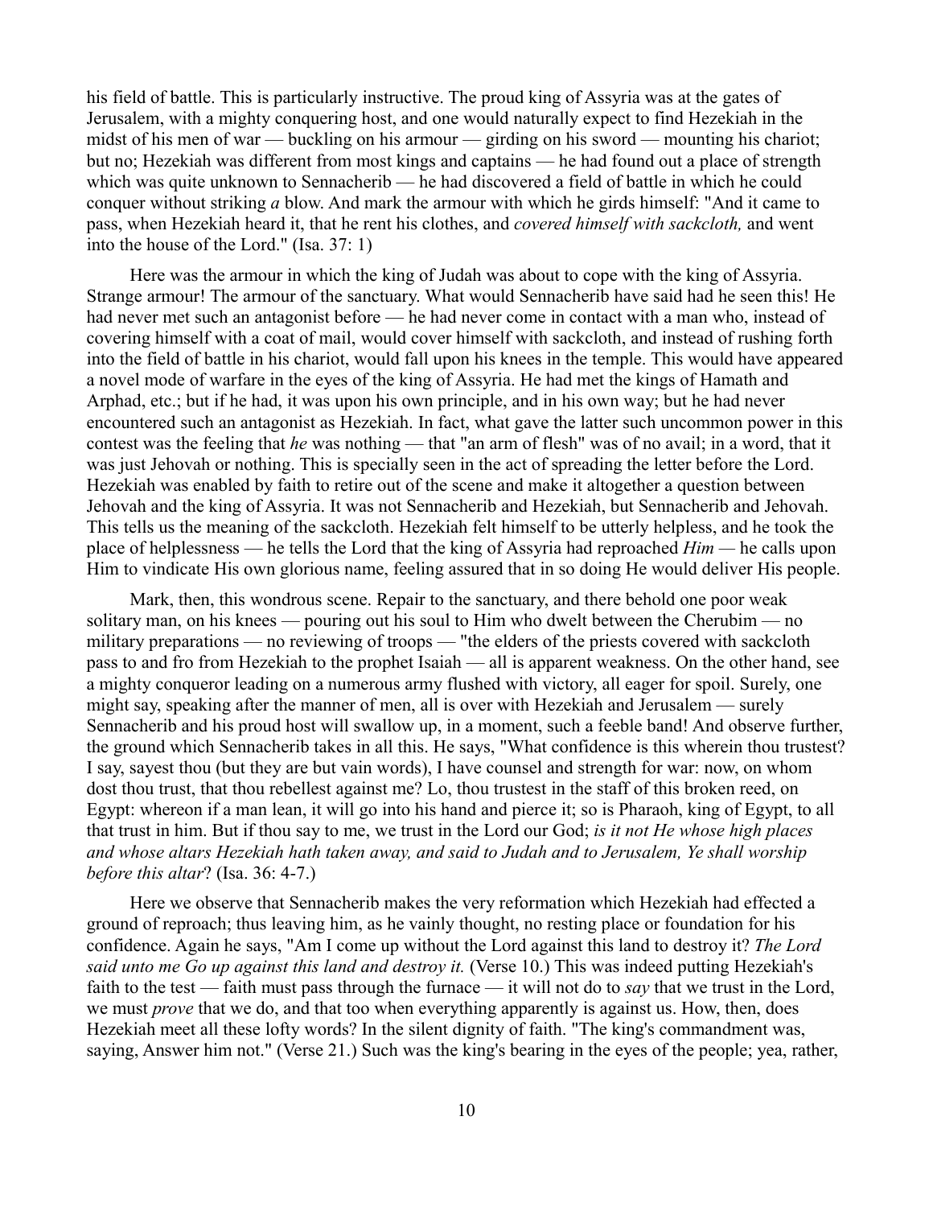his field of battle. This is particularly instructive. The proud king of Assyria was at the gates of Jerusalem, with a mighty conquering host, and one would naturally expect to find Hezekiah in the midst of his men of war — buckling on his armour — girding on his sword — mounting his chariot; but no; Hezekiah was different from most kings and captains — he had found out a place of strength which was quite unknown to Sennacherib — he had discovered a field of battle in which he could conquer without striking *a* blow. And mark the armour with which he girds himself: "And it came to pass, when Hezekiah heard it, that he rent his clothes, and *covered himself with sackcloth,* and went into the house of the Lord." (Isa. 37: 1)

Here was the armour in which the king of Judah was about to cope with the king of Assyria. Strange armour! The armour of the sanctuary. What would Sennacherib have said had he seen this! He had never met such an antagonist before — he had never come in contact with a man who, instead of covering himself with a coat of mail, would cover himself with sackcloth, and instead of rushing forth into the field of battle in his chariot, would fall upon his knees in the temple. This would have appeared a novel mode of warfare in the eyes of the king of Assyria. He had met the kings of Hamath and Arphad, etc.; but if he had, it was upon his own principle, and in his own way; but he had never encountered such an antagonist as Hezekiah. In fact, what gave the latter such uncommon power in this contest was the feeling that *he* was nothing — that "an arm of flesh" was of no avail; in a word, that it was just Jehovah or nothing. This is specially seen in the act of spreading the letter before the Lord. Hezekiah was enabled by faith to retire out of the scene and make it altogether a question between Jehovah and the king of Assyria. It was not Sennacherib and Hezekiah, but Sennacherib and Jehovah. This tells us the meaning of the sackcloth. Hezekiah felt himself to be utterly helpless, and he took the place of helplessness — he tells the Lord that the king of Assyria had reproached *Him* — he calls upon Him to vindicate His own glorious name, feeling assured that in so doing He would deliver His people.

Mark, then, this wondrous scene. Repair to the sanctuary, and there behold one poor weak solitary man, on his knees — pouring out his soul to Him who dwelt between the Cherubim — no military preparations — no reviewing of troops — "the elders of the priests covered with sackcloth pass to and fro from Hezekiah to the prophet Isaiah — all is apparent weakness. On the other hand, see a mighty conqueror leading on a numerous army flushed with victory, all eager for spoil. Surely, one might say, speaking after the manner of men, all is over with Hezekiah and Jerusalem — surely Sennacherib and his proud host will swallow up, in a moment, such a feeble band! And observe further, the ground which Sennacherib takes in all this. He says, "What confidence is this wherein thou trustest? I say, sayest thou (but they are but vain words), I have counsel and strength for war: now, on whom dost thou trust, that thou rebellest against me? Lo, thou trustest in the staff of this broken reed, on Egypt: whereon if a man lean, it will go into his hand and pierce it; so is Pharaoh, king of Egypt, to all that trust in him. But if thou say to me, we trust in the Lord our God; *is it not He whose high places and whose altars Hezekiah hath taken away, and said to Judah and to Jerusalem, Ye shall worship before this altar*? (Isa. 36: 4-7.)

Here we observe that Sennacherib makes the very reformation which Hezekiah had effected a ground of reproach; thus leaving him, as he vainly thought, no resting place or foundation for his confidence. Again he says, "Am I come up without the Lord against this land to destroy it? *The Lord said unto me Go up against this land and destroy it.* (Verse 10.) This was indeed putting Hezekiah's faith to the test — faith must pass through the furnace — it will not do to *say* that we trust in the Lord, we must *prove* that we do, and that too when everything apparently is against us. How, then, does Hezekiah meet all these lofty words? In the silent dignity of faith. "The king's commandment was, saying, Answer him not." (Verse 21.) Such was the king's bearing in the eyes of the people; yea, rather,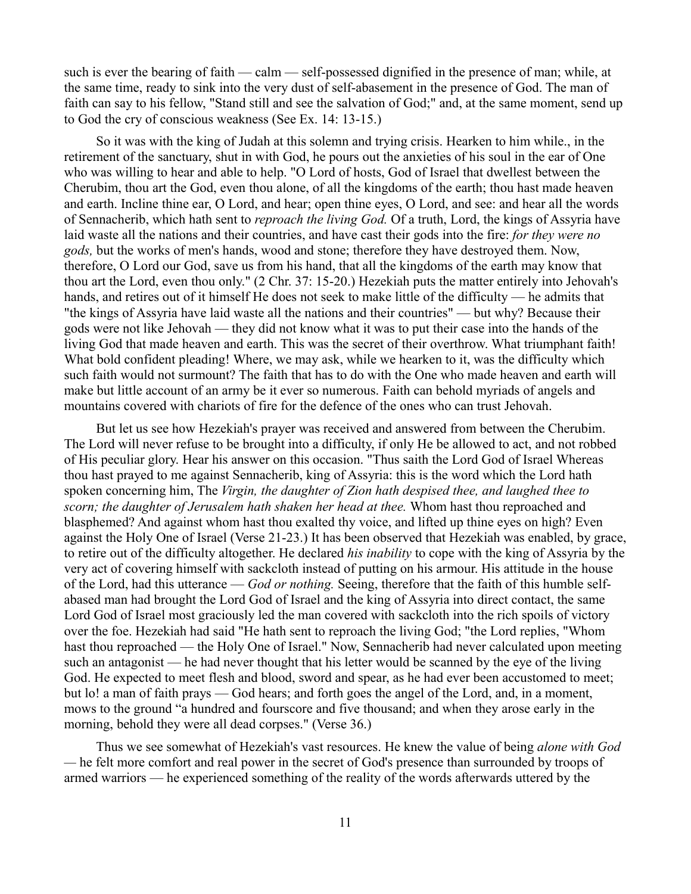such is ever the bearing of faith — calm — self-possessed dignified in the presence of man; while, at the same time, ready to sink into the very dust of self-abasement in the presence of God. The man of faith can say to his fellow, "Stand still and see the salvation of God;" and, at the same moment, send up to God the cry of conscious weakness (See Ex. 14: 13-15.)

So it was with the king of Judah at this solemn and trying crisis. Hearken to him while., in the retirement of the sanctuary, shut in with God, he pours out the anxieties of his soul in the ear of One who was willing to hear and able to help. "O Lord of hosts, God of Israel that dwellest between the Cherubim, thou art the God, even thou alone, of all the kingdoms of the earth; thou hast made heaven and earth. Incline thine ear, O Lord, and hear; open thine eyes, O Lord, and see: and hear all the words of Sennacherib, which hath sent to *reproach the living God.* Of a truth, Lord, the kings of Assyria have laid waste all the nations and their countries, and have cast their gods into the fire: *for they were no gods,* but the works of men's hands, wood and stone; therefore they have destroyed them. Now, therefore, O Lord our God, save us from his hand, that all the kingdoms of the earth may know that thou art the Lord, even thou only." (2 Chr. 37: 15-20.) Hezekiah puts the matter entirely into Jehovah's hands, and retires out of it himself He does not seek to make little of the difficulty — he admits that "the kings of Assyria have laid waste all the nations and their countries" — but why? Because their gods were not like Jehovah — they did not know what it was to put their case into the hands of the living God that made heaven and earth. This was the secret of their overthrow. What triumphant faith! What bold confident pleading! Where, we may ask, while we hearken to it, was the difficulty which such faith would not surmount? The faith that has to do with the One who made heaven and earth will make but little account of an army be it ever so numerous. Faith can behold myriads of angels and mountains covered with chariots of fire for the defence of the ones who can trust Jehovah.

But let us see how Hezekiah's prayer was received and answered from between the Cherubim. The Lord will never refuse to be brought into a difficulty, if only He be allowed to act, and not robbed of His peculiar glory. Hear his answer on this occasion. "Thus saith the Lord God of Israel Whereas thou hast prayed to me against Sennacherib, king of Assyria: this is the word which the Lord hath spoken concerning him, The *Virgin, the daughter of Zion hath despised thee, and laughed thee to scorn; the daughter of Jerusalem hath shaken her head at thee.* Whom hast thou reproached and blasphemed? And against whom hast thou exalted thy voice, and lifted up thine eyes on high? Even against the Holy One of Israel (Verse 21-23.) It has been observed that Hezekiah was enabled, by grace, to retire out of the difficulty altogether. He declared *his inability* to cope with the king of Assyria by the very act of covering himself with sackcloth instead of putting on his armour. His attitude in the house of the Lord, had this utterance — *God or nothing.* Seeing, therefore that the faith of this humble self-abased man had brought the Lord God of Israel and the king of Assyria into direct contact, the same Lord God of Israel most graciously led the man covered with sackcloth into the rich spoils of victory over the foe. Hezekiah had said "He hath sent to reproach the living God; "the Lord replies, "Whom hast thou reproached — the Holy One of Israel." Now, Sennacherib had never calculated upon meeting such an antagonist — he had never thought that his letter would be scanned by the eye of the living God. He expected to meet flesh and blood, sword and spear, as he had ever been accustomed to meet; but lo! a man of faith prays — God hears; and forth goes the angel of the Lord, and, in a moment, mows to the ground "a hundred and fourscore and five thousand; and when they arose early in the morning, behold they were all dead corpses." (Verse 36.)

Thus we see somewhat of Hezekiah's vast resources. He knew the value of being *alone with God* — he felt more comfort and real power in the secret of God's presence than surrounded by troops of armed warriors — he experienced something of the reality of the words afterwards uttered by the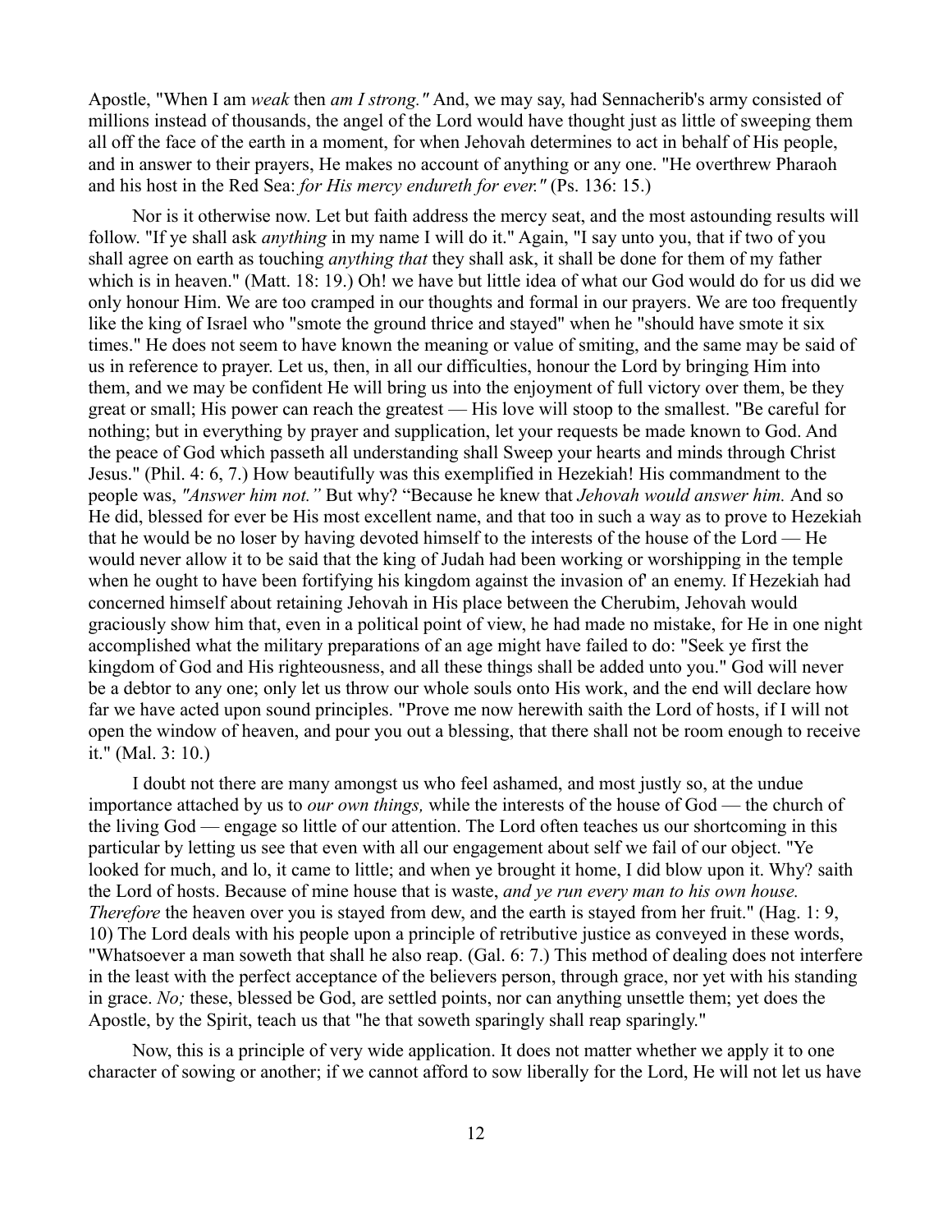Apostle, "When I am *weak* then *am I strong."* And, we may say, had Sennacherib's army consisted of millions instead of thousands, the angel of the Lord would have thought just as little of sweeping them all off the face of the earth in a moment, for when Jehovah determines to act in behalf of His people, and in answer to their prayers, He makes no account of anything or any one. "He overthrew Pharaoh and his host in the Red Sea: *for His mercy endureth for ever."* (Ps. 136: 15.)

Nor is it otherwise now. Let but faith address the mercy seat, and the most astounding results will follow. "If ye shall ask *anything* in my name I will do it." Again, "I say unto you, that if two of you shall agree on earth as touching *anything that* they shall ask, it shall be done for them of my father which is in heaven." (Matt. 18: 19.) Oh! we have but little idea of what our God would do for us did we only honour Him. We are too cramped in our thoughts and formal in our prayers. We are too frequently like the king of Israel who "smote the ground thrice and stayed" when he "should have smote it six times." He does not seem to have known the meaning or value of smiting, and the same may be said of us in reference to prayer. Let us, then, in all our difficulties, honour the Lord by bringing Him into them, and we may be confident He will bring us into the enjoyment of full victory over them, be they great or small; His power can reach the greatest — His love will stoop to the smallest. "Be careful for nothing; but in everything by prayer and supplication, let your requests be made known to God. And the peace of God which passeth all understanding shall Sweep your hearts and minds through Christ Jesus." (Phil. 4: 6, 7.) How beautifully was this exemplified in Hezekiah! His commandment to the people was, *"Answer him not."* But why? "Because he knew that *Jehovah would answer him.* And so He did, blessed for ever be His most excellent name, and that too in such a way as to prove to Hezekiah that he would be no loser by having devoted himself to the interests of the house of the Lord — He would never allow it to be said that the king of Judah had been working or worshipping in the temple when he ought to have been fortifying his kingdom against the invasion of' an enemy. If Hezekiah had concerned himself about retaining Jehovah in His place between the Cherubim, Jehovah would graciously show him that, even in a political point of view, he had made no mistake, for He in one night accomplished what the military preparations of an age might have failed to do: "Seek ye first the kingdom of God and His righteousness, and all these things shall be added unto you." God will never be a debtor to any one; only let us throw our whole souls onto His work, and the end will declare how far we have acted upon sound principles. "Prove me now herewith saith the Lord of hosts, if I will not open the window of heaven, and pour you out a blessing, that there shall not be room enough to receive it." (Mal. 3: 10.)

I doubt not there are many amongst us who feel ashamed, and most justly so, at the undue importance attached by us to *our own things,* while the interests of the house of God — the church of the living God — engage so little of our attention. The Lord often teaches us our shortcoming in this particular by letting us see that even with all our engagement about self we fail of our object. "Ye looked for much, and lo, it came to little; and when ye brought it home, I did blow upon it. Why? saith the Lord of hosts. Because of mine house that is waste, *and ye run every man to his own house. Therefore* the heaven over you is stayed from dew, and the earth is stayed from her fruit." (Hag. 1: 9, 10) The Lord deals with his people upon a principle of retributive justice as conveyed in these words, "Whatsoever a man soweth that shall he also reap. (Gal. 6: 7.) This method of dealing does not interfere in the least with the perfect acceptance of the believers person, through grace, nor yet with his standing in grace. *No;* these, blessed be God, are settled points, nor can anything unsettle them; yet does the Apostle, by the Spirit, teach us that "he that soweth sparingly shall reap sparingly."

Now, this is a principle of very wide application. It does not matter whether we apply it to one character of sowing or another; if we cannot afford to sow liberally for the Lord, He will not let us have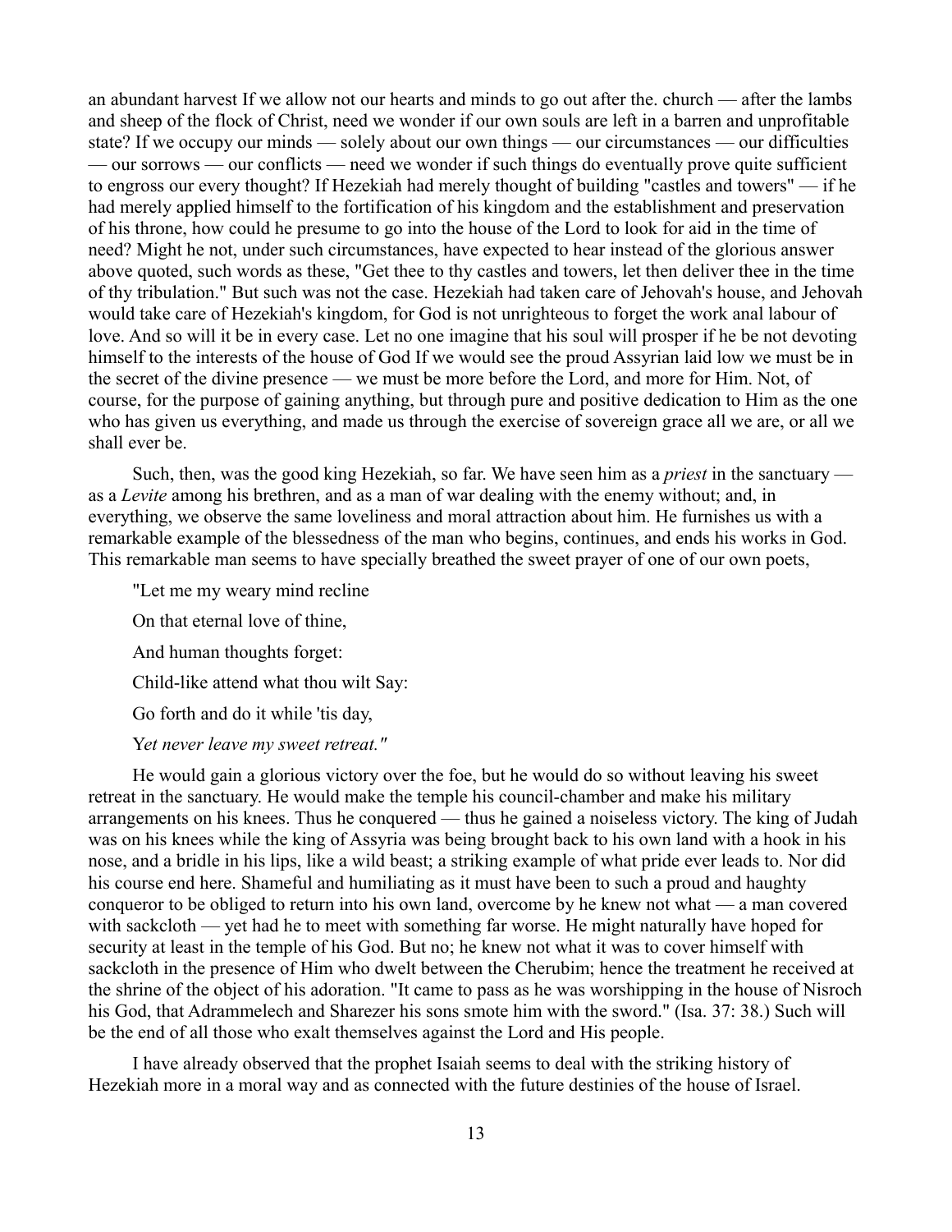an abundant harvest If we allow not our hearts and minds to go out after the. church — after the lambs and sheep of the flock of Christ, need we wonder if our own souls are left in a barren and unprofitable state? If we occupy our minds — solely about our own things — our circumstances — our difficulties — our sorrows — our conflicts — need we wonder if such things do eventually prove quite sufficient to engross our every thought? If Hezekiah had merely thought of building "castles and towers" — if he had merely applied himself to the fortification of his kingdom and the establishment and preservation of his throne, how could he presume to go into the house of the Lord to look for aid in the time of need? Might he not, under such circumstances, have expected to hear instead of the glorious answer above quoted, such words as these, "Get thee to thy castles and towers, let then deliver thee in the time of thy tribulation." But such was not the case. Hezekiah had taken care of Jehovah's house, and Jehovah would take care of Hezekiah's kingdom, for God is not unrighteous to forget the work anal labour of love. And so will it be in every case. Let no one imagine that his soul will prosper if he be not devoting himself to the interests of the house of God If we would see the proud Assyrian laid low we must be in the secret of the divine presence — we must be more before the Lord, and more for Him. Not, of course, for the purpose of gaining anything, but through pure and positive dedication to Him as the one who has given us everything, and made us through the exercise of sovereign grace all we are, or all we shall ever be.

Such, then, was the good king Hezekiah, so far. We have seen him as a *priest* in the sanctuary — as a *Levite* among his brethren, and as a man of war dealing with the enemy without; and, in everything, we observe the same loveliness and moral attraction about him. He furnishes us with a remarkable example of the blessedness of the man who begins, continues, and ends his works in God. This remarkable man seems to have specially breathed the sweet prayer of one of our own poets,

"Let me my weary mind recline

On that eternal love of thine,

And human thoughts forget:

Child-like attend what thou wilt Say:

Go forth and do it while 'tis day,

Y*et never leave my sweet retreat."*

He would gain a glorious victory over the foe, but he would do so without leaving his sweet retreat in the sanctuary. He would make the temple his council-chamber and make his military arrangements on his knees. Thus he conquered — thus he gained a noiseless victory. The king of Judah was on his knees while the king of Assyria was being brought back to his own land with a hook in his nose, and a bridle in his lips, like a wild beast; a striking example of what pride ever leads to. Nor did his course end here. Shameful and humiliating as it must have been to such a proud and haughty conqueror to be obliged to return into his own land, overcome by he knew not what — a man covered with sackcloth — yet had he to meet with something far worse. He might naturally have hoped for security at least in the temple of his God. But no; he knew not what it was to cover himself with sackcloth in the presence of Him who dwelt between the Cherubim; hence the treatment he received at the shrine of the object of his adoration. "It came to pass as he was worshipping in the house of Nisroch his God, that Adrammelech and Sharezer his sons smote him with the sword." (Isa. 37: 38.) Such will be the end of all those who exalt themselves against the Lord and His people.

I have already observed that the prophet Isaiah seems to deal with the striking history of Hezekiah more in a moral way and as connected with the future destinies of the house of Israel.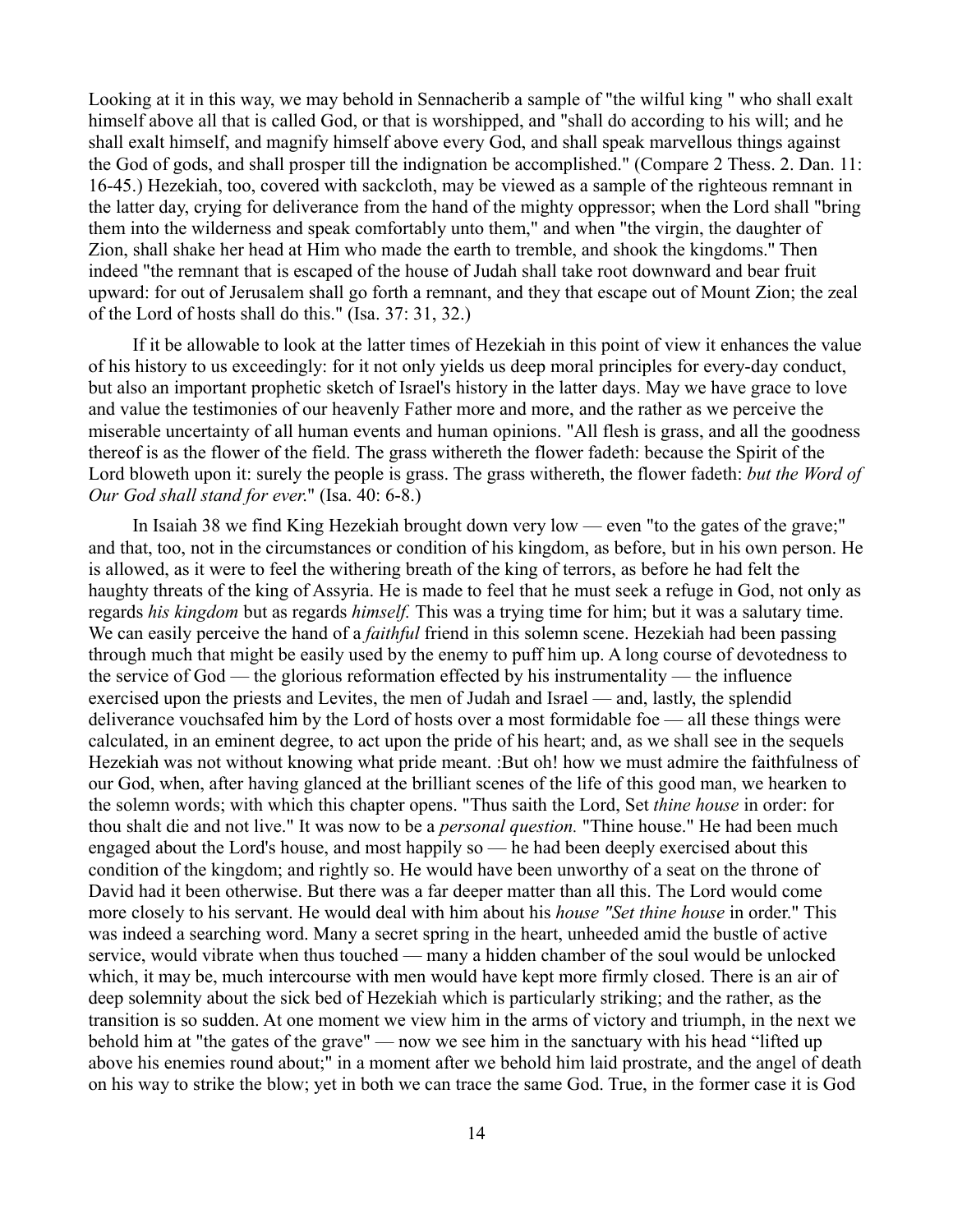Looking at it in this way, we may behold in Sennacherib a sample of "the wilful king " who shall exalt himself above all that is called God, or that is worshipped, and "shall do according to his will; and he shall exalt himself, and magnify himself above every God, and shall speak marvellous things against the God of gods, and shall prosper till the indignation be accomplished." (Compare 2 Thess. 2. Dan. 11: 16-45.) Hezekiah, too, covered with sackcloth, may be viewed as a sample of the righteous remnant in the latter day, crying for deliverance from the hand of the mighty oppressor; when the Lord shall "bring them into the wilderness and speak comfortably unto them," and when "the virgin, the daughter of Zion, shall shake her head at Him who made the earth to tremble, and shook the kingdoms." Then indeed "the remnant that is escaped of the house of Judah shall take root downward and bear fruit upward: for out of Jerusalem shall go forth a remnant, and they that escape out of Mount Zion; the zeal of the Lord of hosts shall do this." (Isa. 37: 31, 32.)

If it be allowable to look at the latter times of Hezekiah in this point of view it enhances the value of his history to us exceedingly: for it not only yields us deep moral principles for every-day conduct, but also an important prophetic sketch of Israel's history in the latter days. May we have grace to love and value the testimonies of our heavenly Father more and more, and the rather as we perceive the miserable uncertainty of all human events and human opinions. "All flesh is grass, and all the goodness thereof is as the flower of the field. The grass withereth the flower fadeth: because the Spirit of the Lord bloweth upon it: surely the people is grass. The grass withereth, the flower fadeth: *but the Word of Our God shall stand for ever.*" (Isa. 40: 6-8.)

In Isaiah 38 we find King Hezekiah brought down very low — even "to the gates of the grave;" and that, too, not in the circumstances or condition of his kingdom, as before, but in his own person. He is allowed, as it were to feel the withering breath of the king of terrors, as before he had felt the haughty threats of the king of Assyria. He is made to feel that he must seek a refuge in God, not only as regards *his kingdom* but as regards *himself.* This was a trying time for him; but it was a salutary time. We can easily perceive the hand of a *faithful* friend in this solemn scene. Hezekiah had been passing through much that might be easily used by the enemy to puff him up. A long course of devotedness to the service of God — the glorious reformation effected by his instrumentality — the influence exercised upon the priests and Levites, the men of Judah and Israel — and, lastly, the splendid deliverance vouchsafed him by the Lord of hosts over a most formidable foe — all these things were calculated, in an eminent degree, to act upon the pride of his heart; and, as we shall see in the sequels Hezekiah was not without knowing what pride meant. :But oh! how we must admire the faithfulness of our God, when, after having glanced at the brilliant scenes of the life of this good man, we hearken to the solemn words; with which this chapter opens. "Thus saith the Lord, Set *thine house* in order: for thou shalt die and not live." It was now to be a *personal question.* "Thine house." He had been much engaged about the Lord's house, and most happily so — he had been deeply exercised about this condition of the kingdom; and rightly so. He would have been unworthy of a seat on the throne of David had it been otherwise. But there was a far deeper matter than all this. The Lord would come more closely to his servant. He would deal with him about his *house "Set thine house* in order." This was indeed a searching word. Many a secret spring in the heart, unheeded amid the bustle of active service, would vibrate when thus touched — many a hidden chamber of the soul would be unlocked which, it may be, much intercourse with men would have kept more firmly closed. There is an air of deep solemnity about the sick bed of Hezekiah which is particularly striking; and the rather, as the transition is so sudden. At one moment we view him in the arms of victory and triumph, in the next we behold him at "the gates of the grave" — now we see him in the sanctuary with his head "lifted up above his enemies round about;" in a moment after we behold him laid prostrate, and the angel of death on his way to strike the blow; yet in both we can trace the same God. True, in the former case it is God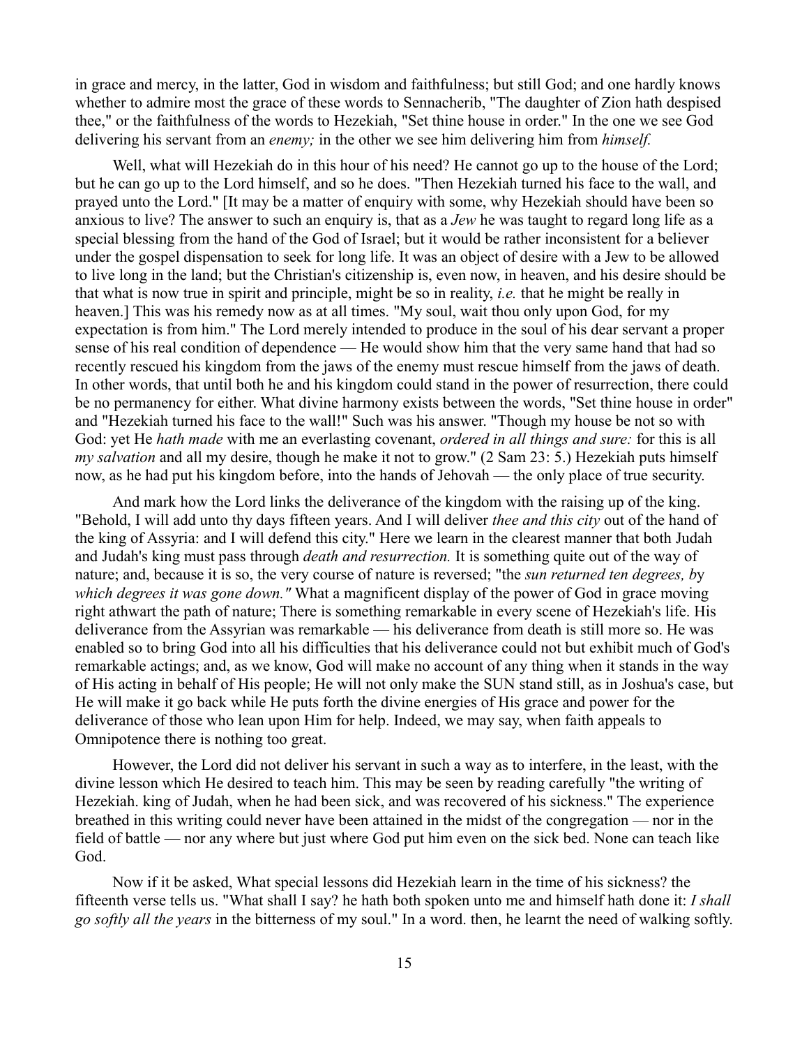in grace and mercy, in the latter, God in wisdom and faithfulness; but still God; and one hardly knows whether to admire most the grace of these words to Sennacherib, "The daughter of Zion hath despised thee," or the faithfulness of the words to Hezekiah, "Set thine house in order." In the one we see God delivering his servant from an *enemy;* in the other we see him delivering him from *himself.*

Well, what will Hezekiah do in this hour of his need? He cannot go up to the house of the Lord; but he can go up to the Lord himself, and so he does. "Then Hezekiah turned his face to the wall, and prayed unto the Lord." [It may be a matter of enquiry with some, why Hezekiah should have been so anxious to live? The answer to such an enquiry is, that as a *Jew* he was taught to regard long life as a special blessing from the hand of the God of Israel; but it would be rather inconsistent for a believer under the gospel dispensation to seek for long life. It was an object of desire with a Jew to be allowed to live long in the land; but the Christian's citizenship is, even now, in heaven, and his desire should be that what is now true in spirit and principle, might be so in reality, *i.e.* that he might be really in heaven.] This was his remedy now as at all times. "My soul, wait thou only upon God, for my expectation is from him." The Lord merely intended to produce in the soul of his dear servant a proper sense of his real condition of dependence — He would show him that the very same hand that had so recently rescued his kingdom from the jaws of the enemy must rescue himself from the jaws of death. In other words, that until both he and his kingdom could stand in the power of resurrection, there could be no permanency for either. What divine harmony exists between the words, "Set thine house in order" and "Hezekiah turned his face to the wall!" Such was his answer. "Though my house be not so with God: yet He *hath made* with me an everlasting covenant, *ordered in all things and sure:* for this is all *my salvation* and all my desire, though he make it not to grow." (2 Sam 23: 5.) Hezekiah puts himself now, as he had put his kingdom before, into the hands of Jehovah — the only place of true security.

And mark how the Lord links the deliverance of the kingdom with the raising up of the king. "Behold, I will add unto thy days fifteen years. And I will deliver *thee and this city* out of the hand of the king of Assyria: and I will defend this city." Here we learn in the clearest manner that both Judah and Judah's king must pass through *death and resurrection.* It is something quite out of the way of nature; and, because it is so, the very course of nature is reversed; "the *sun returned ten degrees, b*y *which degrees it was gone down."* What a magnificent display of the power of God in grace moving right athwart the path of nature; There is something remarkable in every scene of Hezekiah's life. His deliverance from the Assyrian was remarkable — his deliverance from death is still more so. He was enabled so to bring God into all his difficulties that his deliverance could not but exhibit much of God's remarkable actings; and, as we know, God will make no account of any thing when it stands in the way of His acting in behalf of His people; He will not only make the SUN stand still, as in Joshua's case, but He will make it go back while He puts forth the divine energies of His grace and power for the deliverance of those who lean upon Him for help. Indeed, we may say, when faith appeals to Omnipotence there is nothing too great.

However, the Lord did not deliver his servant in such a way as to interfere, in the least, with the divine lesson which He desired to teach him. This may be seen by reading carefully "the writing of Hezekiah. king of Judah, when he had been sick, and was recovered of his sickness." The experience breathed in this writing could never have been attained in the midst of the congregation — nor in the field of battle — nor any where but just where God put him even on the sick bed. None can teach like God.

Now if it be asked, What special lessons did Hezekiah learn in the time of his sickness? the fifteenth verse tells us. "What shall I say? he hath both spoken unto me and himself hath done it: *I shall go softly all the years* in the bitterness of my soul." In a word. then, he learnt the need of walking softly.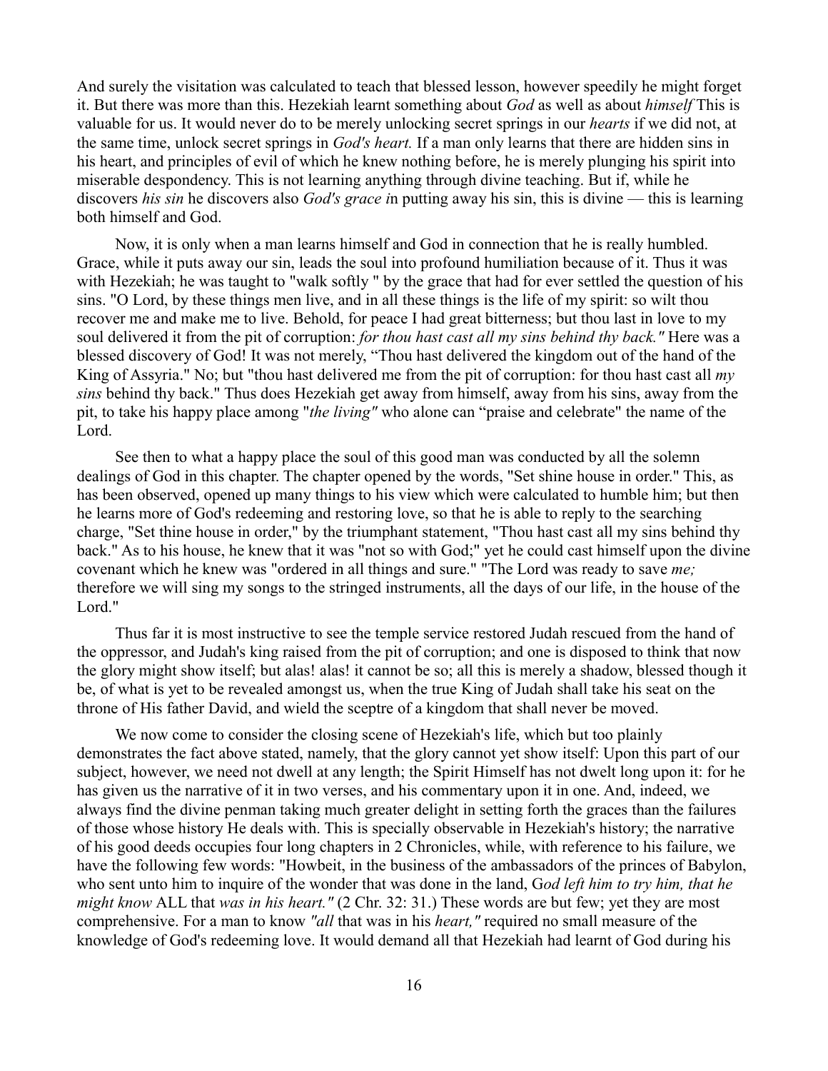And surely the visitation was calculated to teach that blessed lesson, however speedily he might forget it. But there was more than this. Hezekiah learnt something about *God* as well as about *himself* This is valuable for us. It would never do to be merely unlocking secret springs in our *hearts* if we did not, at the same time, unlock secret springs in *God's heart.* If a man only learns that there are hidden sins in his heart, and principles of evil of which he knew nothing before, he is merely plunging his spirit into miserable despondency. This is not learning anything through divine teaching. But if, while he discovers *his sin* he discovers also *God's grace i*n putting away his sin, this is divine — this is learning both himself and God.

Now, it is only when a man learns himself and God in connection that he is really humbled. Grace, while it puts away our sin, leads the soul into profound humiliation because of it. Thus it was with Hezekiah; he was taught to "walk softly " by the grace that had for ever settled the question of his sins. "O Lord, by these things men live, and in all these things is the life of my spirit: so wilt thou recover me and make me to live. Behold, for peace I had great bitterness; but thou last in love to my soul delivered it from the pit of corruption: *for thou hast cast all my sins behind thy back."* Here was a blessed discovery of God! It was not merely, "Thou hast delivered the kingdom out of the hand of the King of Assyria." No; but "thou hast delivered me from the pit of corruption: for thou hast cast all *my sins* behind thy back." Thus does Hezekiah get away from himself, away from his sins, away from the pit, to take his happy place among "*the living"* who alone can "praise and celebrate" the name of the Lord.

See then to what a happy place the soul of this good man was conducted by all the solemn dealings of God in this chapter. The chapter opened by the words, "Set shine house in order." This, as has been observed, opened up many things to his view which were calculated to humble him; but then he learns more of God's redeeming and restoring love, so that he is able to reply to the searching charge, "Set thine house in order," by the triumphant statement, "Thou hast cast all my sins behind thy back." As to his house, he knew that it was "not so with God;" yet he could cast himself upon the divine covenant which he knew was "ordered in all things and sure." "The Lord was ready to save *me;* therefore we will sing my songs to the stringed instruments, all the days of our life, in the house of the Lord."

Thus far it is most instructive to see the temple service restored Judah rescued from the hand of the oppressor, and Judah's king raised from the pit of corruption; and one is disposed to think that now the glory might show itself; but alas! alas! it cannot be so; all this is merely a shadow, blessed though it be, of what is yet to be revealed amongst us, when the true King of Judah shall take his seat on the throne of His father David, and wield the sceptre of a kingdom that shall never be moved.

We now come to consider the closing scene of Hezekiah's life, which but too plainly demonstrates the fact above stated, namely, that the glory cannot yet show itself: Upon this part of our subject, however, we need not dwell at any length; the Spirit Himself has not dwelt long upon it: for he has given us the narrative of it in two verses, and his commentary upon it in one. And, indeed, we always find the divine penman taking much greater delight in setting forth the graces than the failures of those whose history He deals with. This is specially observable in Hezekiah's history; the narrative of his good deeds occupies four long chapters in 2 Chronicles, while, with reference to his failure, we have the following few words: "Howbeit, in the business of the ambassadors of the princes of Babylon, who sent unto him to inquire of the wonder that was done in the land, G*od left him to try him, that he might know* ALL that *was in his heart."* (2 Chr. 32: 31.) These words are but few; yet they are most comprehensive. For a man to know *"all* that was in his *heart,"* required no small measure of the knowledge of God's redeeming love. It would demand all that Hezekiah had learnt of God during his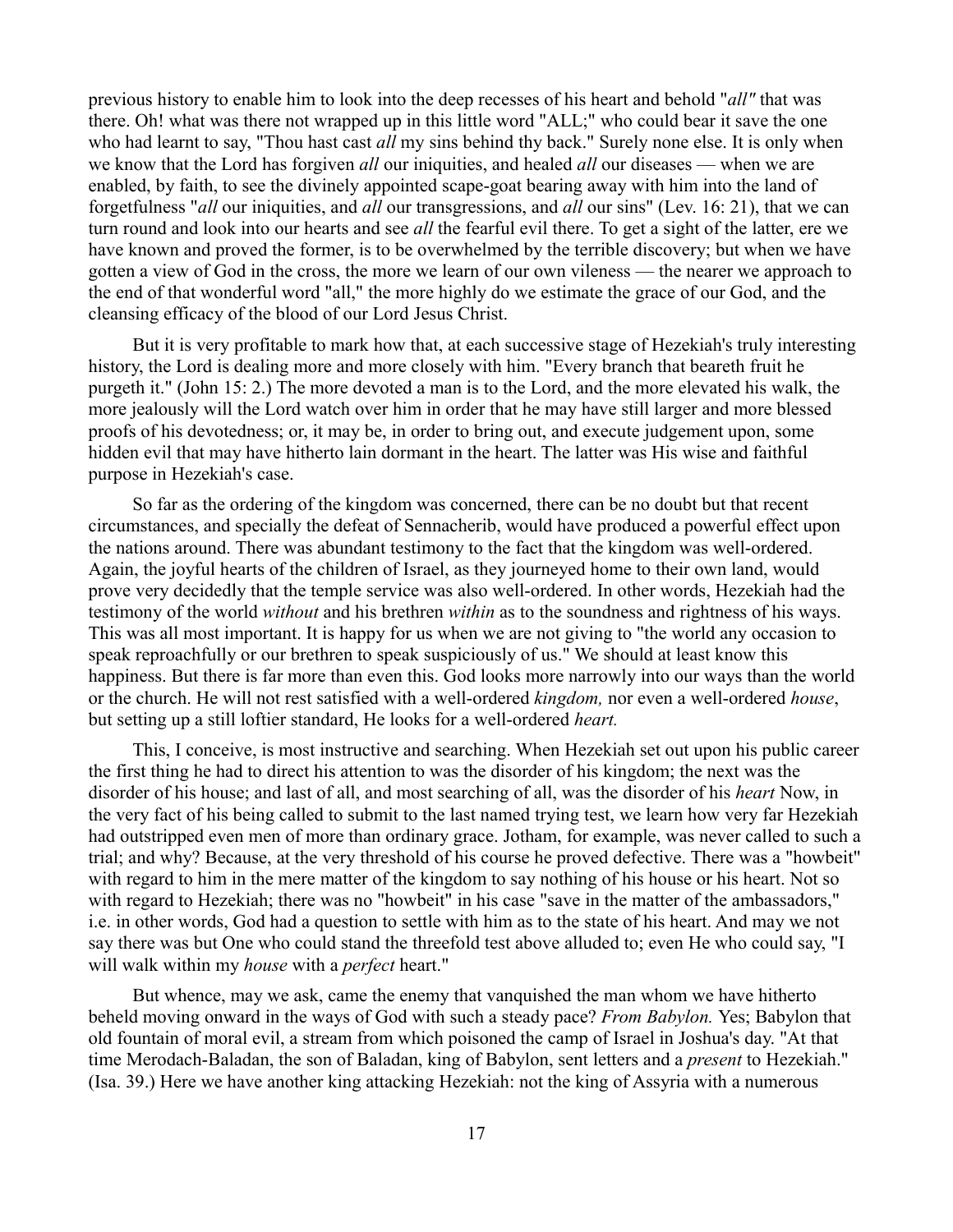previous history to enable him to look into the deep recesses of his heart and behold "*all"* that was there. Oh! what was there not wrapped up in this little word "ALL;" who could bear it save the one who had learnt to say, "Thou hast cast *all* my sins behind thy back." Surely none else. It is only when we know that the Lord has forgiven *all* our iniquities, and healed *all* our diseases — when we are enabled, by faith, to see the divinely appointed scape-goat bearing away with him into the land of forgetfulness "*all* our iniquities, and *all* our transgressions, and *all* our sins" (Lev. 16: 21), that we can turn round and look into our hearts and see *all* the fearful evil there. To get a sight of the latter, ere we have known and proved the former, is to be overwhelmed by the terrible discovery; but when we have gotten a view of God in the cross, the more we learn of our own vileness — the nearer we approach to the end of that wonderful word "all," the more highly do we estimate the grace of our God, and the cleansing efficacy of the blood of our Lord Jesus Christ.

But it is very profitable to mark how that, at each successive stage of Hezekiah's truly interesting history, the Lord is dealing more and more closely with him. "Every branch that beareth fruit he purgeth it." (John 15: 2.) The more devoted a man is to the Lord, and the more elevated his walk, the more jealously will the Lord watch over him in order that he may have still larger and more blessed proofs of his devotedness; or, it may be, in order to bring out, and execute judgement upon, some hidden evil that may have hitherto lain dormant in the heart. The latter was His wise and faithful purpose in Hezekiah's case.

So far as the ordering of the kingdom was concerned, there can be no doubt but that recent circumstances, and specially the defeat of Sennacherib, would have produced a powerful effect upon the nations around. There was abundant testimony to the fact that the kingdom was well-ordered. Again, the joyful hearts of the children of Israel, as they journeyed home to their own land, would prove very decidedly that the temple service was also well-ordered. In other words, Hezekiah had the testimony of the world *without* and his brethren *within* as to the soundness and rightness of his ways. This was all most important. It is happy for us when we are not giving to "the world any occasion to speak reproachfully or our brethren to speak suspiciously of us." We should at least know this happiness. But there is far more than even this. God looks more narrowly into our ways than the world or the church. He will not rest satisfied with a well-ordered *kingdom,* nor even a well-ordered *house*, but setting up a still loftier standard, He looks for a well-ordered *heart.*

This, I conceive, is most instructive and searching. When Hezekiah set out upon his public career the first thing he had to direct his attention to was the disorder of his kingdom; the next was the disorder of his house; and last of all, and most searching of all, was the disorder of his *heart* Now, in the very fact of his being called to submit to the last named trying test, we learn how very far Hezekiah had outstripped even men of more than ordinary grace. Jotham, for example, was never called to such a trial; and why? Because, at the very threshold of his course he proved defective. There was a "howbeit" with regard to him in the mere matter of the kingdom to say nothing of his house or his heart. Not so with regard to Hezekiah; there was no "howbeit" in his case "save in the matter of the ambassadors," i.e. in other words, God had a question to settle with him as to the state of his heart. And may we not say there was but One who could stand the threefold test above alluded to; even He who could say, "I will walk within my *house* with a *perfect* heart."

But whence, may we ask, came the enemy that vanquished the man whom we have hitherto beheld moving onward in the ways of God with such a steady pace? *From Babylon.* Yes; Babylon that old fountain of moral evil, a stream from which poisoned the camp of Israel in Joshua's day. "At that time Merodach-Baladan, the son of Baladan, king of Babylon, sent letters and a *present* to Hezekiah." (Isa. 39.) Here we have another king attacking Hezekiah: not the king of Assyria with a numerous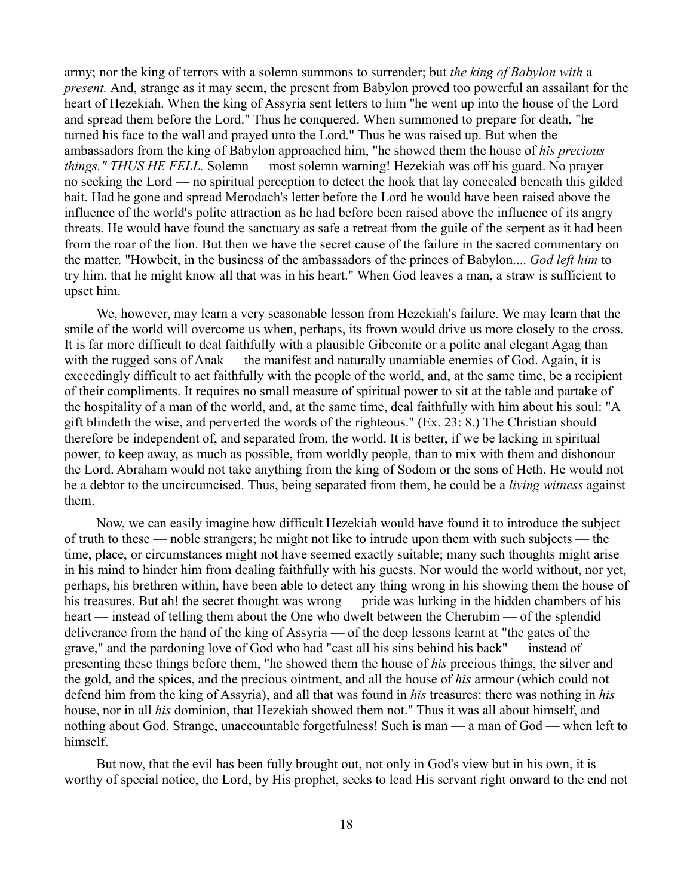army; nor the king of terrors with a solemn summons to surrender; but *the king of Babylon with* a *present.* And, strange as it may seem, the present from Babylon proved too powerful an assailant for the heart of Hezekiah. When the king of Assyria sent letters to him "he went up into the house of the Lord and spread them before the Lord." Thus he conquered. When summoned to prepare for death, "he turned his face to the wall and prayed unto the Lord." Thus he was raised up. But when the ambassadors from the king of Babylon approached him, "he showed them the house of *his precious things." THUS HE FELL.* Solemn — most solemn warning! Hezekiah was off his guard. No prayer — no seeking the Lord — no spiritual perception to detect the hook that lay concealed beneath this gilded bait. Had he gone and spread Merodach's letter before the Lord he would have been raised above the influence of the world's polite attraction as he had before been raised above the influence of its angry threats. He would have found the sanctuary as safe a retreat from the guile of the serpent as it had been from the roar of the lion. But then we have the secret cause of the failure in the sacred commentary on the matter. "Howbeit, in the business of the ambassadors of the princes of Babylon.... *God left him* to try him, that he might know all that was in his heart." When God leaves a man, a straw is sufficient to upset him.

We, however, may learn a very seasonable lesson from Hezekiah's failure. We may learn that the smile of the world will overcome us when, perhaps, its frown would drive us more closely to the cross. It is far more difficult to deal faithfully with a plausible Gibeonite or a polite anal elegant Agag than with the rugged sons of Anak — the manifest and naturally unamiable enemies of God. Again, it is exceedingly difficult to act faithfully with the people of the world, and, at the same time, be a recipient of their compliments. It requires no small measure of spiritual power to sit at the table and partake of the hospitality of a man of the world, and, at the same time, deal faithfully with him about his soul: "A gift blindeth the wise, and perverted the words of the righteous." (Ex. 23: 8.) The Christian should therefore be independent of, and separated from, the world. It is better, if we be lacking in spiritual power, to keep away, as much as possible, from worldly people, than to mix with them and dishonour the Lord. Abraham would not take anything from the king of Sodom or the sons of Heth. He would not be a debtor to the uncircumcised. Thus, being separated from them, he could be a *living witness* against them.

Now, we can easily imagine how difficult Hezekiah would have found it to introduce the subject of truth to these — noble strangers; he might not like to intrude upon them with such subjects — the time, place, or circumstances might not have seemed exactly suitable; many such thoughts might arise in his mind to hinder him from dealing faithfully with his guests. Nor would the world without, nor yet, perhaps, his brethren within, have been able to detect any thing wrong in his showing them the house of his treasures. But ah! the secret thought was wrong — pride was lurking in the hidden chambers of his heart — instead of telling them about the One who dwelt between the Cherubim — of the splendid deliverance from the hand of the king of Assyria — of the deep lessons learnt at "the gates of the grave," and the pardoning love of God who had "cast all his sins behind his back" — instead of presenting these things before them, "he showed them the house of *his* precious things, the silver and the gold, and the spices, and the precious ointment, and all the house of *his* armour (which could not defend him from the king of Assyria), and all that was found in *his* treasures: there was nothing in *his* house, nor in all *his* dominion, that Hezekiah showed them not." Thus it was all about himself, and nothing about God. Strange, unaccountable forgetfulness! Such is man — a man of God — when left to himself.

But now, that the evil has been fully brought out, not only in God's view but in his own, it is worthy of special notice, the Lord, by His prophet, seeks to lead His servant right onward to the end not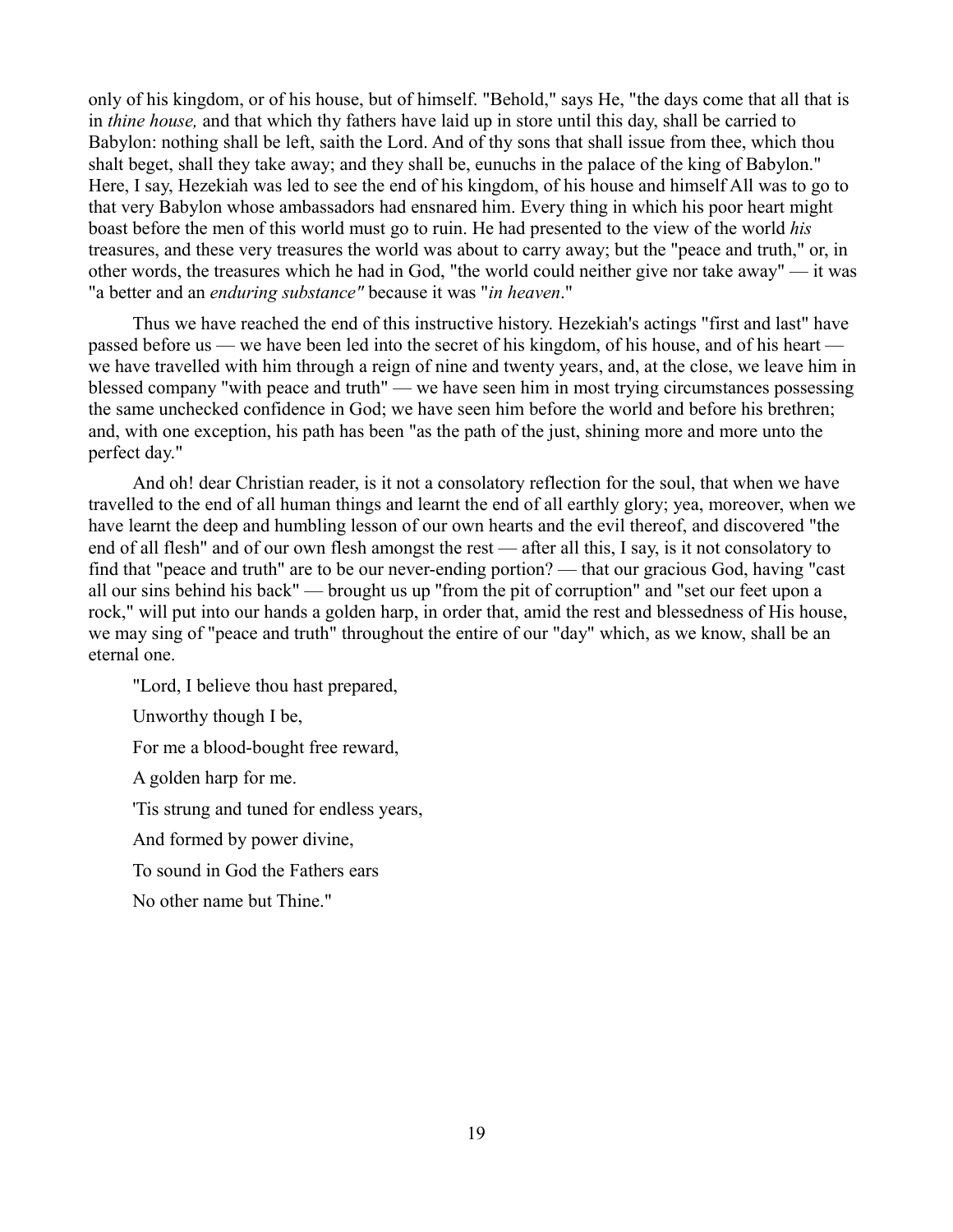only of his kingdom, or of his house, but of himself. "Behold," says He, "the days come that all that is in *thine house,* and that which thy fathers have laid up in store until this day, shall be carried to Babylon: nothing shall be left, saith the Lord. And of thy sons that shall issue from thee, which thou shalt beget, shall they take away; and they shall be, eunuchs in the palace of the king of Babylon." Here, I say, Hezekiah was led to see the end of his kingdom, of his house and himself All was to go to that very Babylon whose ambassadors had ensnared him. Every thing in which his poor heart might boast before the men of this world must go to ruin. He had presented to the view of the world *his* treasures, and these very treasures the world was about to carry away; but the "peace and truth," or, in other words, the treasures which he had in God, "the world could neither give nor take away" — it was "a better and an *enduring substance"* because it was "*in heaven*."

Thus we have reached the end of this instructive history. Hezekiah's actings "first and last" have passed before us — we have been led into the secret of his kingdom, of his house, and of his heart — we have travelled with him through a reign of nine and twenty years, and, at the close, we leave him in blessed company "with peace and truth" — we have seen him in most trying circumstances possessing the same unchecked confidence in God; we have seen him before the world and before his brethren; and, with one exception, his path has been "as the path of the just, shining more and more unto the perfect day."

And oh! dear Christian reader, is it not a consolatory reflection for the soul, that when we have travelled to the end of all human things and learnt the end of all earthly glory; yea, moreover, when we have learnt the deep and humbling lesson of our own hearts and the evil thereof, and discovered "the end of all flesh" and of our own flesh amongst the rest — after all this, I say, is it not consolatory to find that "peace and truth" are to be our never-ending portion? — that our gracious God, having "cast all our sins behind his back" — brought us up "from the pit of corruption" and "set our feet upon a rock," will put into our hands a golden harp, in order that, amid the rest and blessedness of His house, we may sing of "peace and truth" throughout the entire of our "day" which, as we know, shall be an eternal one.

"Lord, I believe thou hast prepared,

Unworthy though I be,

For me a blood-bought free reward,

A golden harp for me.

'Tis strung and tuned for endless years,

And formed by power divine,

To sound in God the Fathers ears

No other name but Thine."